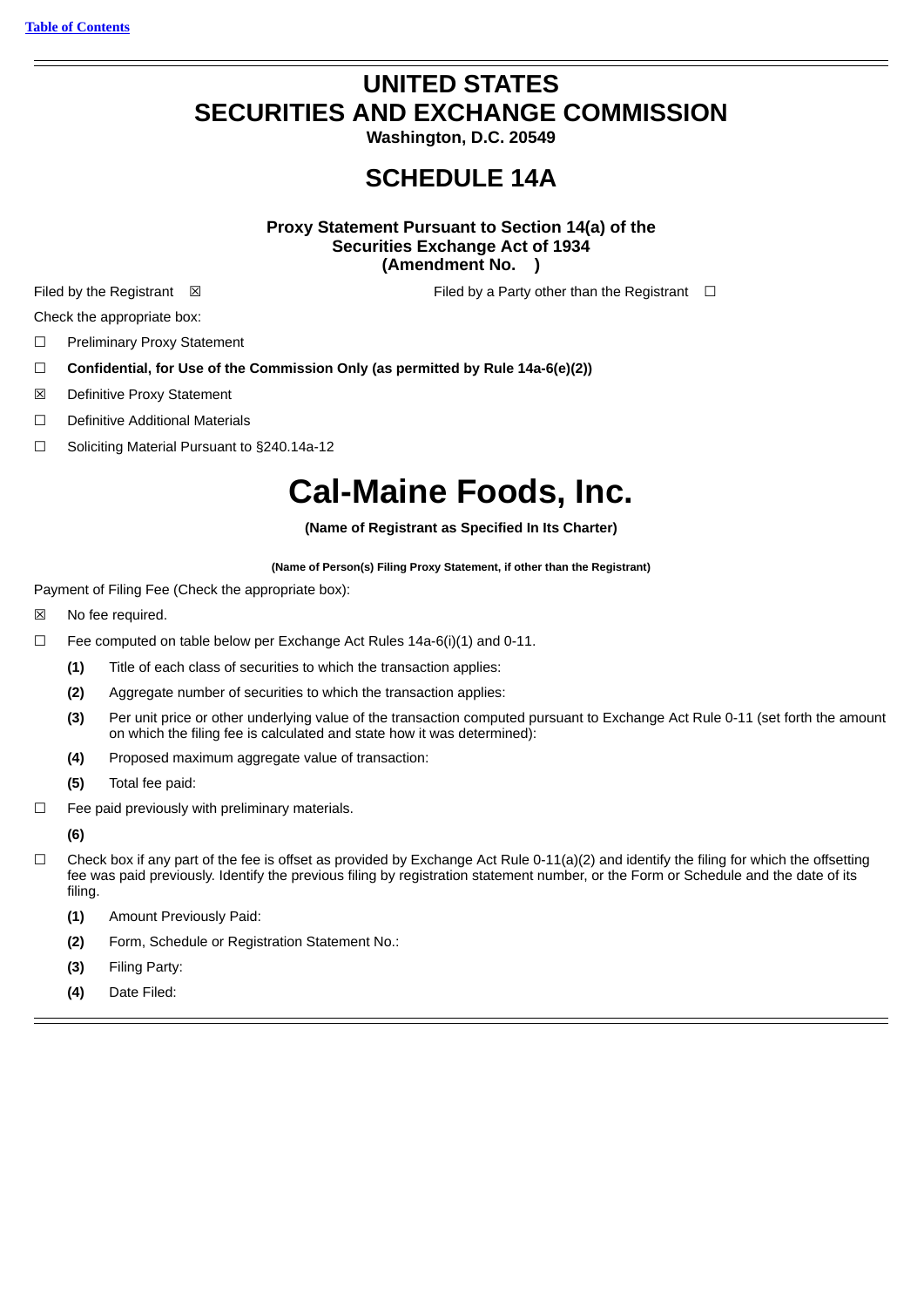[Table of Contents](#)

# UNITED STATES
# SECURITIES AND EXCHANGE COMMISSION

**Washington, D.C. 20549**

## SCHEDULE 14A

**Proxy Statement Pursuant to Section 14(a) of the Securities Exchange Act of 1934 (Amendment No. )**

Filed by the Registrant ☒ Filed by a Party other than the Registrant ☐

Check the appropriate box:

☐ Preliminary Proxy Statement

☐ **Confidential, for Use of the Commission Only (as permitted by Rule 14a-6(e)(2))**

☒ Definitive Proxy Statement

☐ Definitive Additional Materials

☐ Soliciting Material Pursuant to §240.14a-12

# Cal-Maine Foods, Inc.

**(Name of Registrant as Specified In Its Charter)**

**(Name of Person(s) Filing Proxy Statement, if other than the Registrant)**

Payment of Filing Fee (Check the appropriate box):

☒ No fee required.

☐ Fee computed on table below per Exchange Act Rules 14a-6(i)(1) and 0-11.

**(1)** Title of each class of securities to which the transaction applies:

**(2)** Aggregate number of securities to which the transaction applies:

**(3)** Per unit price or other underlying value of the transaction computed pursuant to Exchange Act Rule 0-11 (set forth the amount on which the filing fee is calculated and state how it was determined):

**(4)** Proposed maximum aggregate value of transaction:

**(5)** Total fee paid:

☐ Fee paid previously with preliminary materials.

**(6)**

☐ Check box if any part of the fee is offset as provided by Exchange Act Rule 0-11(a)(2) and identify the filing for which the offsetting fee was paid previously. Identify the previous filing by registration statement number, or the Form or Schedule and the date of its filing.

**(1)** Amount Previously Paid:

**(2)** Form, Schedule or Registration Statement No.:

**(3)** Filing Party:

**(4)** Date Filed: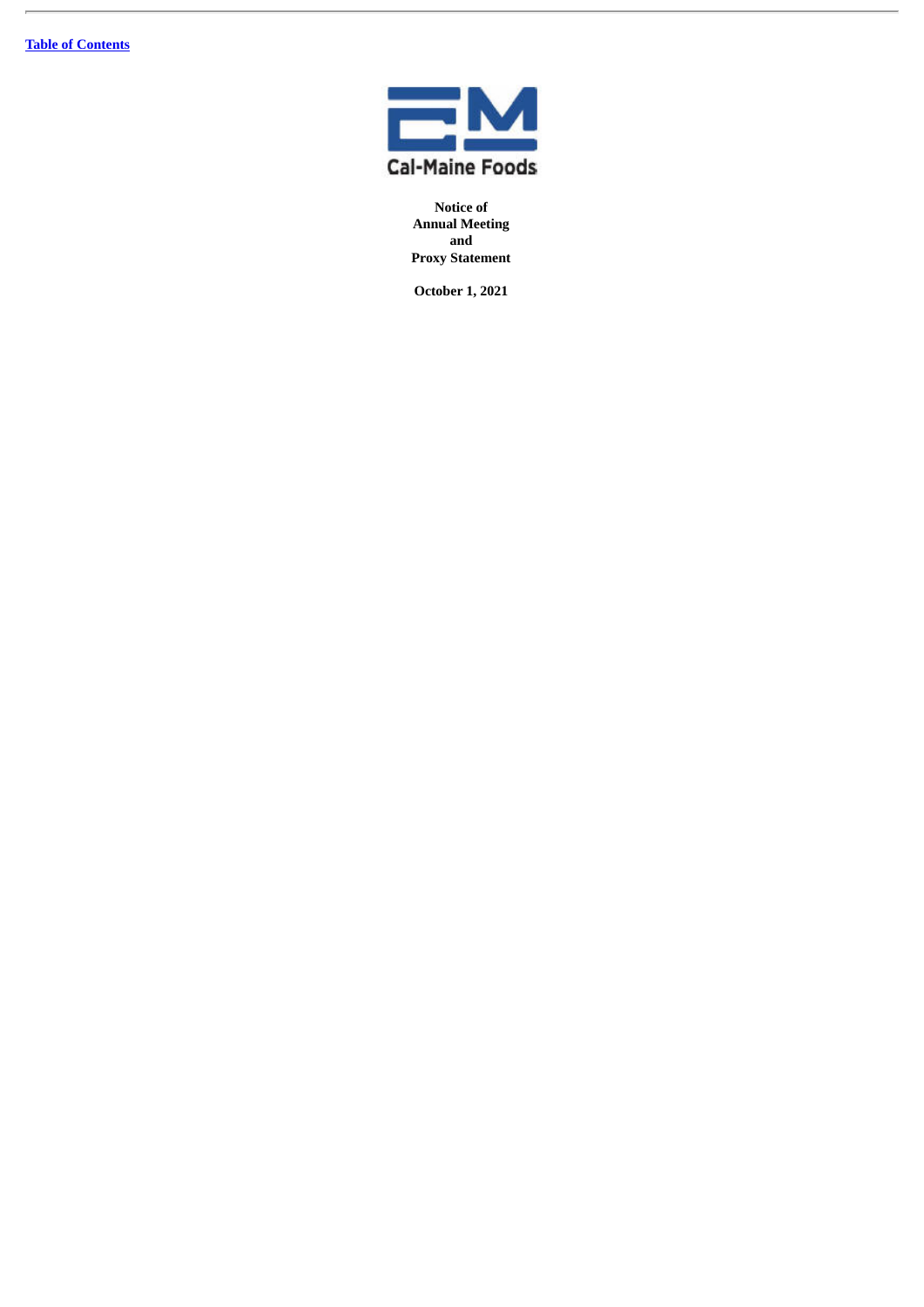[Table of Contents](#)

Cal-Maine Foods

**Notice of**
**Annual Meeting**
**and**
**Proxy Statement**

**October 1, 2021**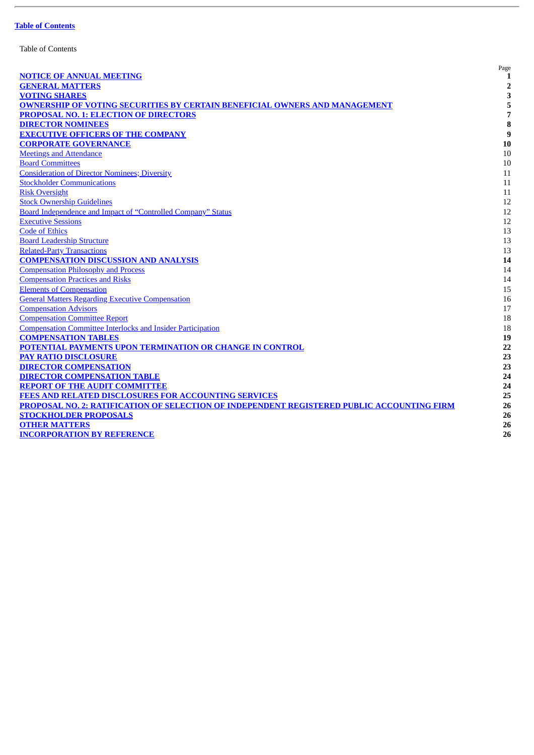**Table of Contents**

Table of Contents

| | Page |
|---|---|
| **NOTICE OF ANNUAL MEETING** | **1** |
| **GENERAL MATTERS** | **2** |
| **VOTING SHARES** | **3** |
| **OWNERSHIP OF VOTING SECURITIES BY CERTAIN BENEFICIAL OWNERS AND MANAGEMENT** | **5** |
| **PROPOSAL NO. 1: ELECTION OF DIRECTORS** | **7** |
| **DIRECTOR NOMINEES** | **8** |
| **EXECUTIVE OFFICERS OF THE COMPANY** | **9** |
| **CORPORATE GOVERNANCE** | **10** |
| Meetings and Attendance | 10 |
| Board Committees | 10 |
| Consideration of Director Nominees; Diversity | 11 |
| Stockholder Communications | 11 |
| Risk Oversight | 11 |
| Stock Ownership Guidelines | 12 |
| Board Independence and Impact of "Controlled Company" Status | 12 |
| Executive Sessions | 12 |
| Code of Ethics | 13 |
| Board Leadership Structure | 13 |
| Related-Party Transactions | 13 |
| **COMPENSATION DISCUSSION AND ANALYSIS** | **14** |
| Compensation Philosophy and Process | 14 |
| Compensation Practices and Risks | 14 |
| Elements of Compensation | 15 |
| General Matters Regarding Executive Compensation | 16 |
| Compensation Advisors | 17 |
| Compensation Committee Report | 18 |
| Compensation Committee Interlocks and Insider Participation | 18 |
| **COMPENSATION TABLES** | **19** |
| **POTENTIAL PAYMENTS UPON TERMINATION OR CHANGE IN CONTROL** | **22** |
| **PAY RATIO DISCLOSURE** | **23** |
| **DIRECTOR COMPENSATION** | **23** |
| **DIRECTOR COMPENSATION TABLE** | **24** |
| **REPORT OF THE AUDIT COMMITTEE** | **24** |
| **FEES AND RELATED DISCLOSURES FOR ACCOUNTING SERVICES** | **25** |
| **PROPOSAL NO. 2: RATIFICATION OF SELECTION OF INDEPENDENT REGISTERED PUBLIC ACCOUNTING FIRM** | **26** |
| **STOCKHOLDER PROPOSALS** | **26** |
| **OTHER MATTERS** | **26** |
| **INCORPORATION BY REFERENCE** | **26** |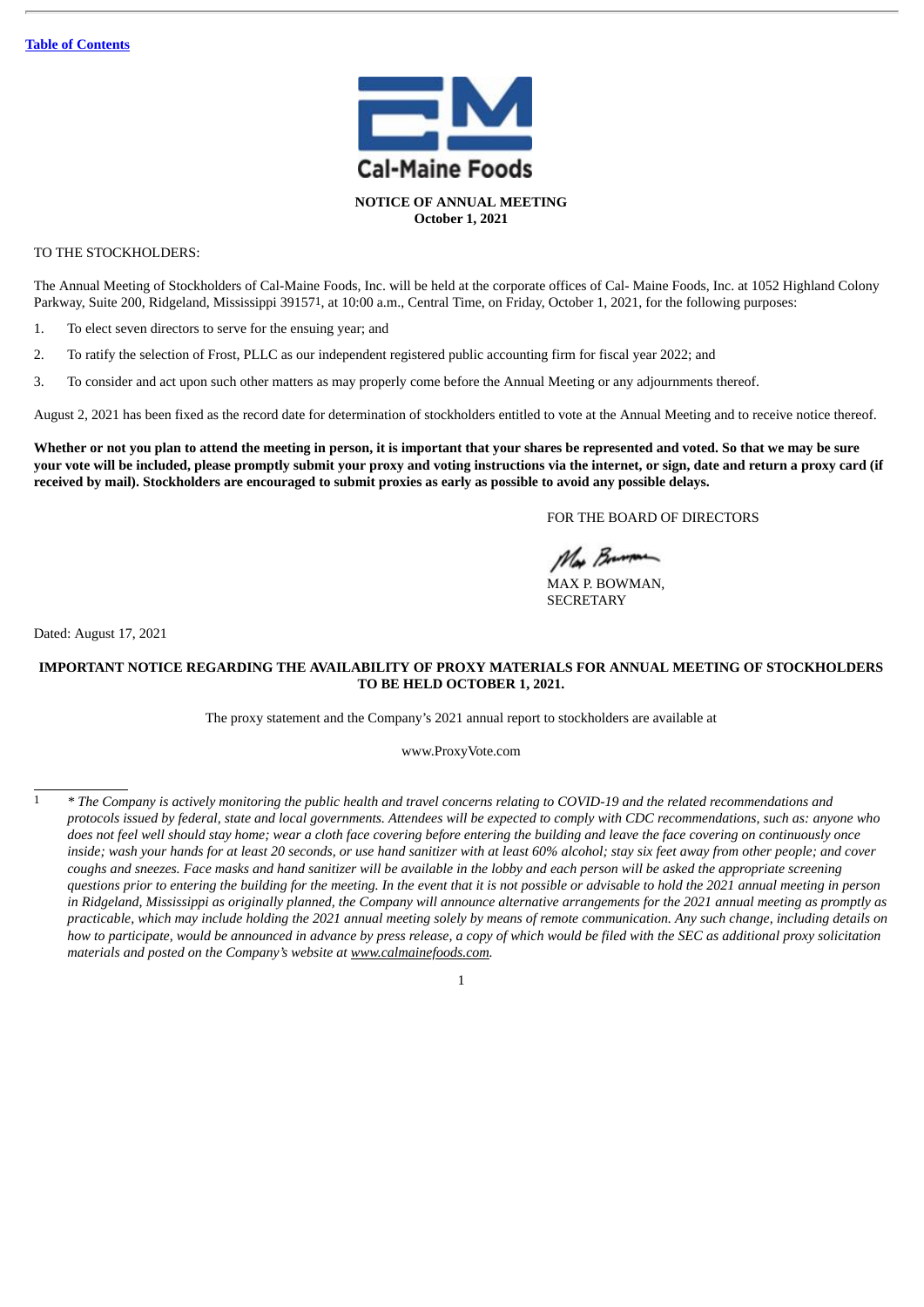[Table of Contents](#)

Cal-Maine Foods

**NOTICE OF ANNUAL MEETING**
**October 1, 2021**

TO THE STOCKHOLDERS:

The Annual Meeting of Stockholders of Cal-Maine Foods, Inc. will be held at the corporate offices of Cal- Maine Foods, Inc. at 1052 Highland Colony Parkway, Suite 200, Ridgeland, Mississippi 39157[1], at 10:00 a.m., Central Time, on Friday, October 1, 2021, for the following purposes:

1. To elect seven directors to serve for the ensuing year; and
2. To ratify the selection of Frost, PLLC as our independent registered public accounting firm for fiscal year 2022; and
3. To consider and act upon such other matters as may properly come before the Annual Meeting or any adjournments thereof.

August 2, 2021 has been fixed as the record date for determination of stockholders entitled to vote at the Annual Meeting and to receive notice thereof.

**Whether or not you plan to attend the meeting in person, it is important that your shares be represented and voted. So that we may be sure your vote will be included, please promptly submit your proxy and voting instructions via the internet, or sign, date and return a proxy card (if received by mail). Stockholders are encouraged to submit proxies as early as possible to avoid any possible delays.**

FOR THE BOARD OF DIRECTORS

MAX P. BOWMAN,
SECRETARY

Dated: August 17, 2021

**IMPORTANT NOTICE REGARDING THE AVAILABILITY OF PROXY MATERIALS FOR ANNUAL MEETING OF STOCKHOLDERS TO BE HELD OCTOBER 1, 2021.**

The proxy statement and the Company's 2021 annual report to stockholders are available at

www.ProxyVote.com

---

[1] *\* The Company is actively monitoring the public health and travel concerns relating to COVID-19 and the related recommendations and protocols issued by federal, state and local governments. Attendees will be expected to comply with CDC recommendations, such as: anyone who does not feel well should stay home; wear a cloth face covering before entering the building and leave the face covering on continuously once inside; wash your hands for at least 20 seconds, or use hand sanitizer with at least 60% alcohol; stay six feet away from other people; and cover coughs and sneezes. Face masks and hand sanitizer will be available in the lobby and each person will be asked the appropriate screening questions prior to entering the building for the meeting. In the event that it is not possible or advisable to hold the 2021 annual meeting in person in Ridgeland, Mississippi as originally planned, the Company will announce alternative arrangements for the 2021 annual meeting as promptly as practicable, which may include holding the 2021 annual meeting solely by means of remote communication. Any such change, including details on how to participate, would be announced in advance by press release, a copy of which would be filed with the SEC as additional proxy solicitation materials and posted on the Company's website at [www.calmainefoods.com](http://www.calmainefoods.com).*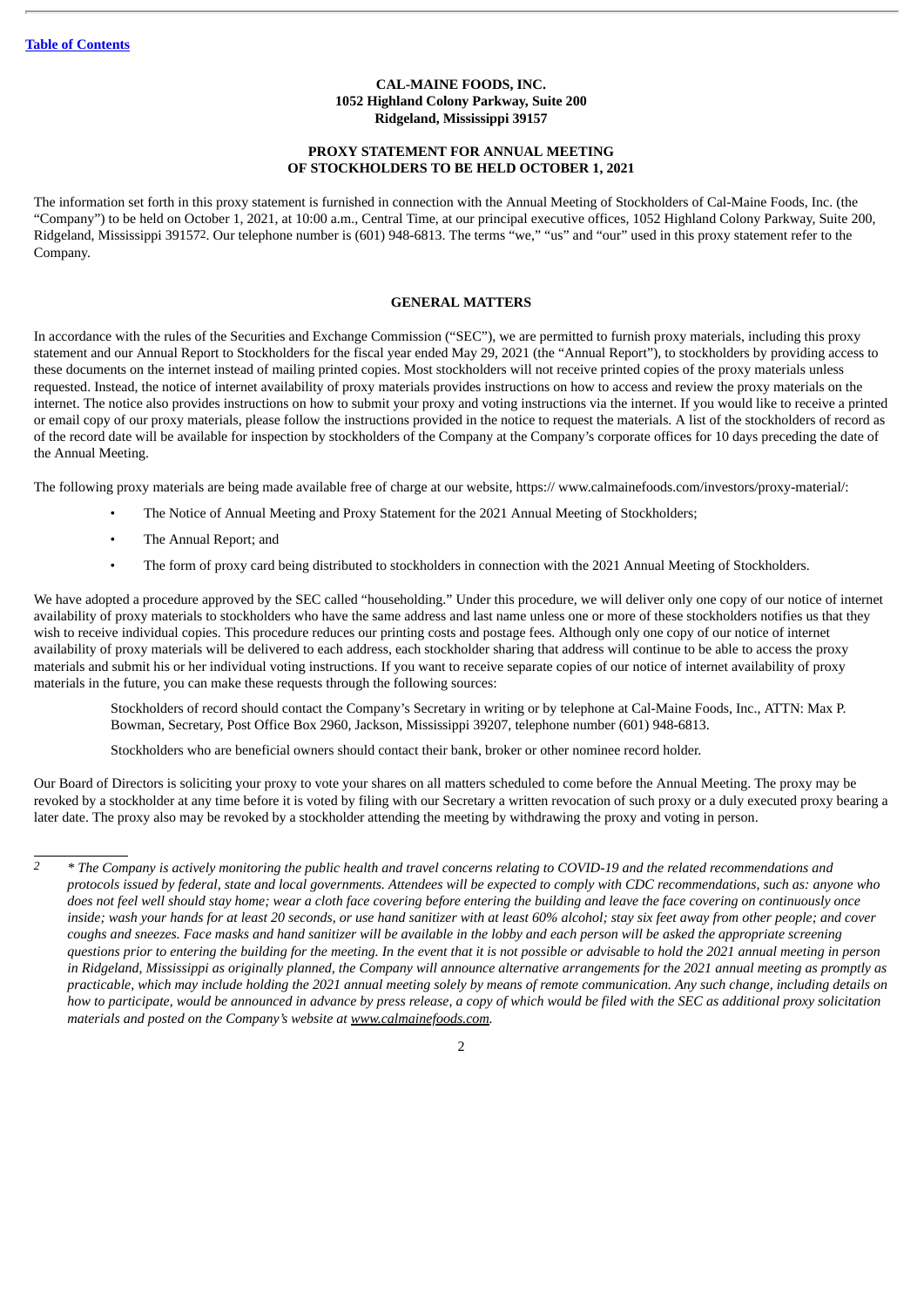**CAL-MAINE FOODS, INC.**
**1052 Highland Colony Parkway, Suite 200**
**Ridgeland, Mississippi 39157**

**PROXY STATEMENT FOR ANNUAL MEETING**
**OF STOCKHOLDERS TO BE HELD OCTOBER 1, 2021**

The information set forth in this proxy statement is furnished in connection with the Annual Meeting of Stockholders of Cal-Maine Foods, Inc. (the "Company") to be held on October 1, 2021, at 10:00 a.m., Central Time, at our principal executive offices, 1052 Highland Colony Parkway, Suite 200, Ridgeland, Mississippi 39157[2]. Our telephone number is (601) 948-6813. The terms "we," "us" and "our" used in this proxy statement refer to the Company.

## GENERAL MATTERS

In accordance with the rules of the Securities and Exchange Commission ("SEC"), we are permitted to furnish proxy materials, including this proxy statement and our Annual Report to Stockholders for the fiscal year ended May 29, 2021 (the "Annual Report"), to stockholders by providing access to these documents on the internet instead of mailing printed copies. Most stockholders will not receive printed copies of the proxy materials unless requested. Instead, the notice of internet availability of proxy materials provides instructions on how to access and review the proxy materials on the internet. The notice also provides instructions on how to submit your proxy and voting instructions via the internet. If you would like to receive a printed or email copy of our proxy materials, please follow the instructions provided in the notice to request the materials. A list of the stockholders of record as of the record date will be available for inspection by stockholders of the Company at the Company's corporate offices for 10 days preceding the date of the Annual Meeting.

The following proxy materials are being made available free of charge at our website, https:// www.calmainefoods.com/investors/proxy-material/:

- The Notice of Annual Meeting and Proxy Statement for the 2021 Annual Meeting of Stockholders;
- The Annual Report; and
- The form of proxy card being distributed to stockholders in connection with the 2021 Annual Meeting of Stockholders.

We have adopted a procedure approved by the SEC called "householding." Under this procedure, we will deliver only one copy of our notice of internet availability of proxy materials to stockholders who have the same address and last name unless one or more of these stockholders notifies us that they wish to receive individual copies. This procedure reduces our printing costs and postage fees. Although only one copy of our notice of internet availability of proxy materials will be delivered to each address, each stockholder sharing that address will continue to be able to access the proxy materials and submit his or her individual voting instructions. If you want to receive separate copies of our notice of internet availability of proxy materials in the future, you can make these requests through the following sources:

> Stockholders of record should contact the Company's Secretary in writing or by telephone at Cal-Maine Foods, Inc., ATTN: Max P. Bowman, Secretary, Post Office Box 2960, Jackson, Mississippi 39207, telephone number (601) 948-6813.
>
> Stockholders who are beneficial owners should contact their bank, broker or other nominee record holder.

Our Board of Directors is soliciting your proxy to vote your shares on all matters scheduled to come before the Annual Meeting. The proxy may be revoked by a stockholder at any time before it is voted by filing with our Secretary a written revocation of such proxy or a duly executed proxy bearing a later date. The proxy also may be revoked by a stockholder attending the meeting by withdrawing the proxy and voting in person.

---

[2] *\* The Company is actively monitoring the public health and travel concerns relating to COVID-19 and the related recommendations and protocols issued by federal, state and local governments. Attendees will be expected to comply with CDC recommendations, such as: anyone who does not feel well should stay home; wear a cloth face covering before entering the building and leave the face covering on continuously once inside; wash your hands for at least 20 seconds, or use hand sanitizer with at least 60% alcohol; stay six feet away from other people; and cover coughs and sneezes. Face masks and hand sanitizer will be available in the lobby and each person will be asked the appropriate screening questions prior to entering the building for the meeting. In the event that it is not possible or advisable to hold the 2021 annual meeting in person in Ridgeland, Mississippi as originally planned, the Company will announce alternative arrangements for the 2021 annual meeting as promptly as practicable, which may include holding the 2021 annual meeting solely by means of remote communication. Any such change, including details on how to participate, would be announced in advance by press release, a copy of which would be filed with the SEC as additional proxy solicitation materials and posted on the Company's website at www.calmainefoods.com.*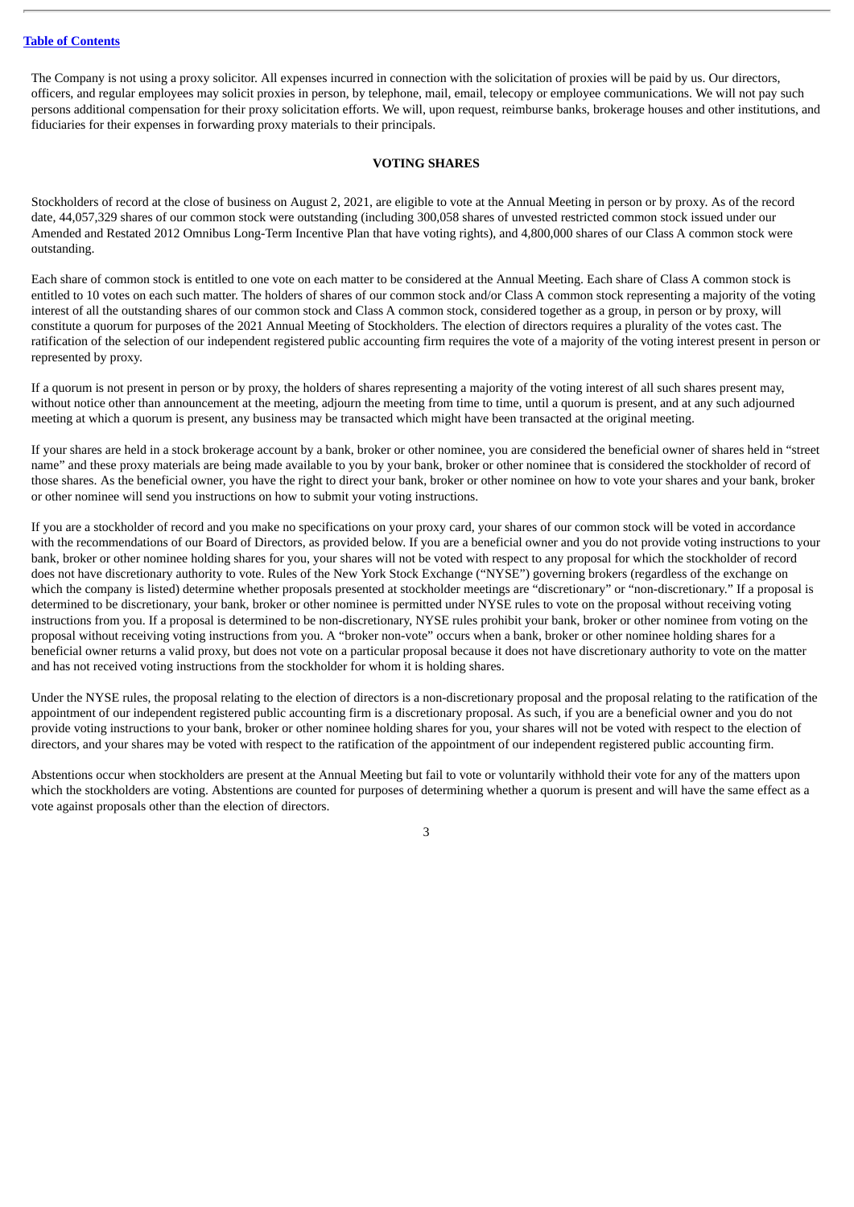The Company is not using a proxy solicitor. All expenses incurred in connection with the solicitation of proxies will be paid by us. Our directors, officers, and regular employees may solicit proxies in person, by telephone, mail, email, telecopy or employee communications. We will not pay such persons additional compensation for their proxy solicitation efforts. We will, upon request, reimburse banks, brokerage houses and other institutions, and fiduciaries for their expenses in forwarding proxy materials to their principals.

## VOTING SHARES

Stockholders of record at the close of business on August 2, 2021, are eligible to vote at the Annual Meeting in person or by proxy. As of the record date, 44,057,329 shares of our common stock were outstanding (including 300,058 shares of unvested restricted common stock issued under our Amended and Restated 2012 Omnibus Long-Term Incentive Plan that have voting rights), and 4,800,000 shares of our Class A common stock were outstanding.

Each share of common stock is entitled to one vote on each matter to be considered at the Annual Meeting. Each share of Class A common stock is entitled to 10 votes on each such matter. The holders of shares of our common stock and/or Class A common stock representing a majority of the voting interest of all the outstanding shares of our common stock and Class A common stock, considered together as a group, in person or by proxy, will constitute a quorum for purposes of the 2021 Annual Meeting of Stockholders. The election of directors requires a plurality of the votes cast. The ratification of the selection of our independent registered public accounting firm requires the vote of a majority of the voting interest present in person or represented by proxy.

If a quorum is not present in person or by proxy, the holders of shares representing a majority of the voting interest of all such shares present may, without notice other than announcement at the meeting, adjourn the meeting from time to time, until a quorum is present, and at any such adjourned meeting at which a quorum is present, any business may be transacted which might have been transacted at the original meeting.

If your shares are held in a stock brokerage account by a bank, broker or other nominee, you are considered the beneficial owner of shares held in "street name" and these proxy materials are being made available to you by your bank, broker or other nominee that is considered the stockholder of record of those shares. As the beneficial owner, you have the right to direct your bank, broker or other nominee on how to vote your shares and your bank, broker or other nominee will send you instructions on how to submit your voting instructions.

If you are a stockholder of record and you make no specifications on your proxy card, your shares of our common stock will be voted in accordance with the recommendations of our Board of Directors, as provided below. If you are a beneficial owner and you do not provide voting instructions to your bank, broker or other nominee holding shares for you, your shares will not be voted with respect to any proposal for which the stockholder of record does not have discretionary authority to vote. Rules of the New York Stock Exchange ("NYSE") governing brokers (regardless of the exchange on which the company is listed) determine whether proposals presented at stockholder meetings are "discretionary" or "non-discretionary." If a proposal is determined to be discretionary, your bank, broker or other nominee is permitted under NYSE rules to vote on the proposal without receiving voting instructions from you. If a proposal is determined to be non-discretionary, NYSE rules prohibit your bank, broker or other nominee from voting on the proposal without receiving voting instructions from you. A "broker non-vote" occurs when a bank, broker or other nominee holding shares for a beneficial owner returns a valid proxy, but does not vote on a particular proposal because it does not have discretionary authority to vote on the matter and has not received voting instructions from the stockholder for whom it is holding shares.

Under the NYSE rules, the proposal relating to the election of directors is a non-discretionary proposal and the proposal relating to the ratification of the appointment of our independent registered public accounting firm is a discretionary proposal. As such, if you are a beneficial owner and you do not provide voting instructions to your bank, broker or other nominee holding shares for you, your shares will not be voted with respect to the election of directors, and your shares may be voted with respect to the ratification of the appointment of our independent registered public accounting firm.

Abstentions occur when stockholders are present at the Annual Meeting but fail to vote or voluntarily withhold their vote for any of the matters upon which the stockholders are voting. Abstentions are counted for purposes of determining whether a quorum is present and will have the same effect as a vote against proposals other than the election of directors.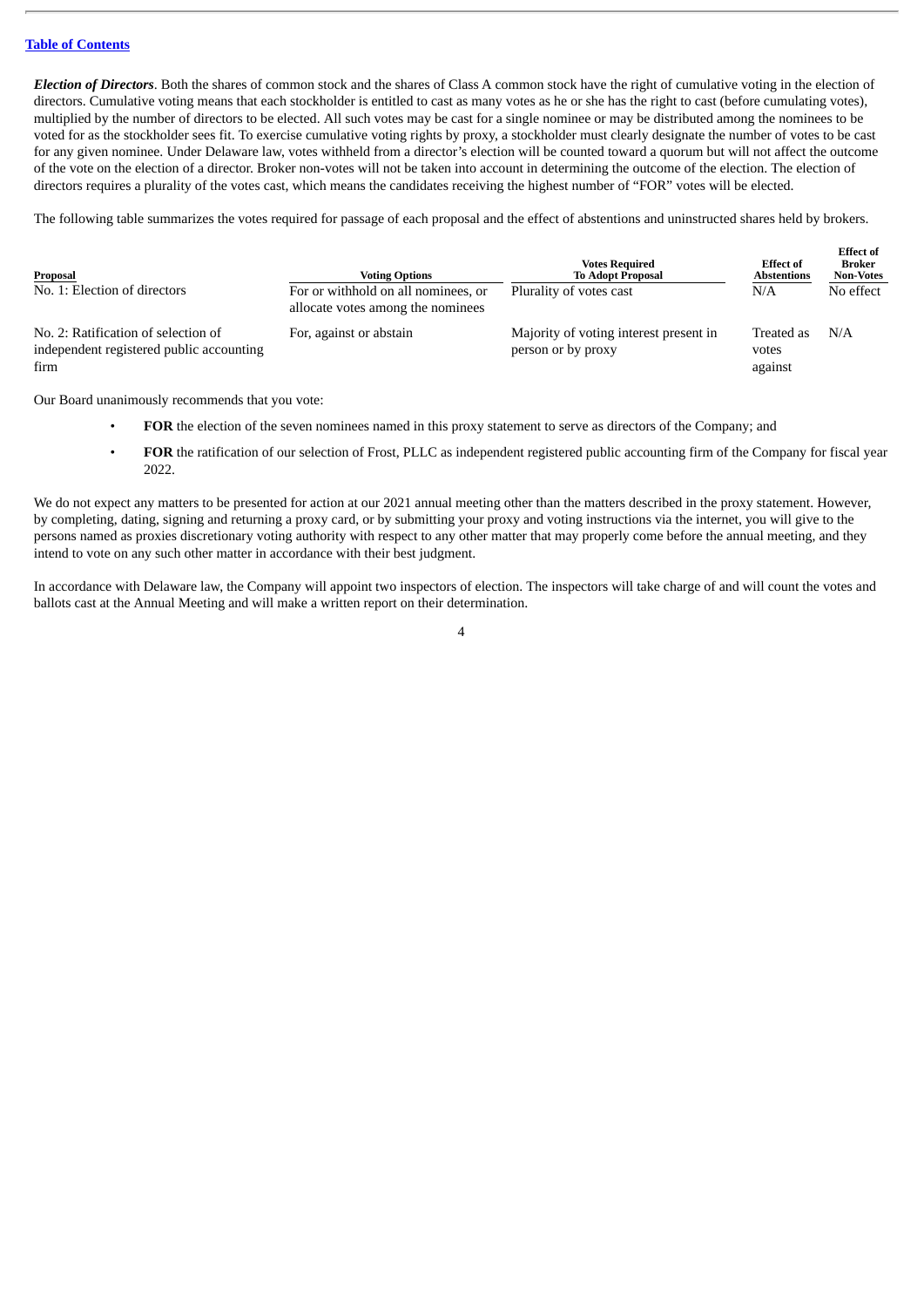*Election of Directors*. Both the shares of common stock and the shares of Class A common stock have the right of cumulative voting in the election of directors. Cumulative voting means that each stockholder is entitled to cast as many votes as he or she has the right to cast (before cumulating votes), multiplied by the number of directors to be elected. All such votes may be cast for a single nominee or may be distributed among the nominees to be voted for as the stockholder sees fit. To exercise cumulative voting rights by proxy, a stockholder must clearly designate the number of votes to be cast for any given nominee. Under Delaware law, votes withheld from a director's election will be counted toward a quorum but will not affect the outcome of the vote on the election of a director. Broker non-votes will not be taken into account in determining the outcome of the election. The election of directors requires a plurality of the votes cast, which means the candidates receiving the highest number of "FOR" votes will be elected.

The following table summarizes the votes required for passage of each proposal and the effect of abstentions and uninstructed shares held by brokers.

| Proposal | Voting Options | Votes Required To Adopt Proposal | Effect of Abstentions | Effect of Broker Non-Votes |
|---|---|---|---|---|
| No. 1: Election of directors | For or withhold on all nominees, or allocate votes among the nominees | Plurality of votes cast | N/A | No effect |
| No. 2: Ratification of selection of independent registered public accounting firm | For, against or abstain | Majority of voting interest present in person or by proxy | Treated as votes against | N/A |

Our Board unanimously recommends that you vote:

- **FOR** the election of the seven nominees named in this proxy statement to serve as directors of the Company; and
- **FOR** the ratification of our selection of Frost, PLLC as independent registered public accounting firm of the Company for fiscal year 2022.

We do not expect any matters to be presented for action at our 2021 annual meeting other than the matters described in the proxy statement. However, by completing, dating, signing and returning a proxy card, or by submitting your proxy and voting instructions via the internet, you will give to the persons named as proxies discretionary voting authority with respect to any other matter that may properly come before the annual meeting, and they intend to vote on any such other matter in accordance with their best judgment.

In accordance with Delaware law, the Company will appoint two inspectors of election. The inspectors will take charge of and will count the votes and ballots cast at the Annual Meeting and will make a written report on their determination.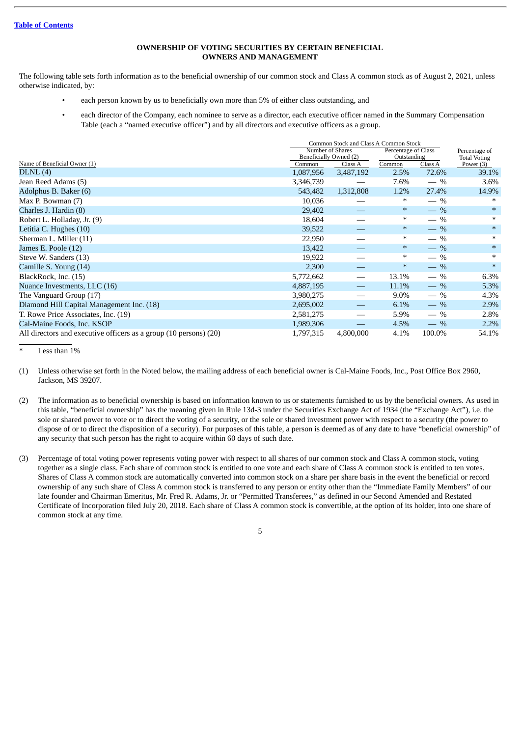[Table of Contents](#)

## OWNERSHIP OF VOTING SECURITIES BY CERTAIN BENEFICIAL OWNERS AND MANAGEMENT

The following table sets forth information as to the beneficial ownership of our common stock and Class A common stock as of August 2, 2021, unless otherwise indicated, by:

- each person known by us to beneficially own more than 5% of either class outstanding, and
- each director of the Company, each nominee to serve as a director, each executive officer named in the Summary Compensation Table (each a "named executive officer") and by all directors and executive officers as a group.

| | Common Stock and Class A Common Stock | | | | |
|---|---|---|---|---|---|
| | Number of Shares Beneficially Owned (2) | | Percentage of Class Outstanding | | Percentage of Total Voting Power (3) |
| Name of Beneficial Owner (1) | Common | Class A | Common | Class A | |
| DLNL (4) | 1,087,956 | 3,487,192 | 2.5% | 72.6% | 39.1% |
| Jean Reed Adams (5) | 3,346,739 | — | 7.6% | — % | 3.6% |
| Adolphus B. Baker (6) | 543,482 | 1,312,808 | 1.2% | 27.4% | 14.9% |
| Max P. Bowman (7) | 10,036 | — | * | — % | * |
| Charles J. Hardin (8) | 29,402 | — | * | — % | * |
| Robert L. Holladay, Jr. (9) | 18,604 | — | * | — % | * |
| Letitia C. Hughes (10) | 39,522 | — | * | — % | * |
| Sherman L. Miller (11) | 22,950 | — | * | — % | * |
| James E. Poole (12) | 13,422 | — | * | — % | * |
| Steve W. Sanders (13) | 19,922 | — | * | — % | * |
| Camille S. Young (14) | 2,300 | — | * | — % | * |
| BlackRock, Inc. (15) | 5,772,662 | — | 13.1% | — % | 6.3% |
| Nuance Investments, LLC (16) | 4,887,195 | — | 11.1% | — % | 5.3% |
| The Vanguard Group (17) | 3,980,275 | — | 9.0% | — % | 4.3% |
| Diamond Hill Capital Management Inc. (18) | 2,695,002 | — | 6.1% | — % | 2.9% |
| T. Rowe Price Associates, Inc. (19) | 2,581,275 | — | 5.9% | — % | 2.8% |
| Cal-Maine Foods, Inc. KSOP | 1,989,306 | — | 4.5% | — % | 2.2% |
| All directors and executive officers as a group (10 persons) (20) | 1,797,315 | 4,800,000 | 4.1% | 100.0% | 54.1% |

\* Less than 1%

(1) Unless otherwise set forth in the Noted below, the mailing address of each beneficial owner is Cal-Maine Foods, Inc., Post Office Box 2960, Jackson, MS 39207.

(2) The information as to beneficial ownership is based on information known to us or statements furnished to us by the beneficial owners. As used in this table, "beneficial ownership" has the meaning given in Rule 13d-3 under the Securities Exchange Act of 1934 (the "Exchange Act"), i.e. the sole or shared power to vote or to direct the voting of a security, or the sole or shared investment power with respect to a security (the power to dispose of or to direct the disposition of a security). For purposes of this table, a person is deemed as of any date to have "beneficial ownership" of any security that such person has the right to acquire within 60 days of such date.

(3) Percentage of total voting power represents voting power with respect to all shares of our common stock and Class A common stock, voting together as a single class. Each share of common stock is entitled to one vote and each share of Class A common stock is entitled to ten votes. Shares of Class A common stock are automatically converted into common stock on a share per share basis in the event the beneficial or record ownership of any such share of Class A common stock is transferred to any person or entity other than the "Immediate Family Members" of our late founder and Chairman Emeritus, Mr. Fred R. Adams, Jr. or "Permitted Transferees," as defined in our Second Amended and Restated Certificate of Incorporation filed July 20, 2018. Each share of Class A common stock is convertible, at the option of its holder, into one share of common stock at any time.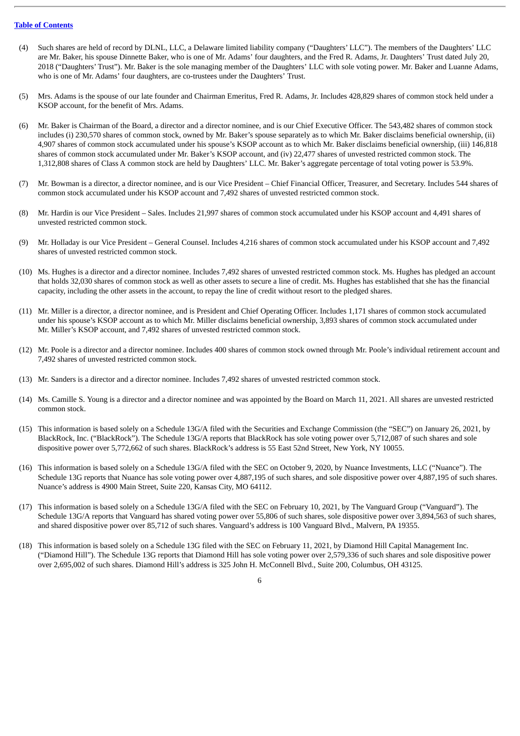[Table of Contents](#)

(4) Such shares are held of record by DLNL, LLC, a Delaware limited liability company ("Daughters' LLC"). The members of the Daughters' LLC are Mr. Baker, his spouse Dinnette Baker, who is one of Mr. Adams' four daughters, and the Fred R. Adams, Jr. Daughters' Trust dated July 20, 2018 ("Daughters' Trust"). Mr. Baker is the sole managing member of the Daughters' LLC with sole voting power. Mr. Baker and Luanne Adams, who is one of Mr. Adams' four daughters, are co-trustees under the Daughters' Trust.

(5) Mrs. Adams is the spouse of our late founder and Chairman Emeritus, Fred R. Adams, Jr. Includes 428,829 shares of common stock held under a KSOP account, for the benefit of Mrs. Adams.

(6) Mr. Baker is Chairman of the Board, a director and a director nominee, and is our Chief Executive Officer. The 543,482 shares of common stock includes (i) 230,570 shares of common stock, owned by Mr. Baker's spouse separately as to which Mr. Baker disclaims beneficial ownership, (ii) 4,907 shares of common stock accumulated under his spouse's KSOP account as to which Mr. Baker disclaims beneficial ownership, (iii) 146,818 shares of common stock accumulated under Mr. Baker's KSOP account, and (iv) 22,477 shares of unvested restricted common stock. The 1,312,808 shares of Class A common stock are held by Daughters' LLC. Mr. Baker's aggregate percentage of total voting power is 53.9%.

(7) Mr. Bowman is a director, a director nominee, and is our Vice President – Chief Financial Officer, Treasurer, and Secretary. Includes 544 shares of common stock accumulated under his KSOP account and 7,492 shares of unvested restricted common stock.

(8) Mr. Hardin is our Vice President – Sales. Includes 21,997 shares of common stock accumulated under his KSOP account and 4,491 shares of unvested restricted common stock.

(9) Mr. Holladay is our Vice President – General Counsel. Includes 4,216 shares of common stock accumulated under his KSOP account and 7,492 shares of unvested restricted common stock.

(10) Ms. Hughes is a director and a director nominee. Includes 7,492 shares of unvested restricted common stock. Ms. Hughes has pledged an account that holds 32,030 shares of common stock as well as other assets to secure a line of credit. Ms. Hughes has established that she has the financial capacity, including the other assets in the account, to repay the line of credit without resort to the pledged shares.

(11) Mr. Miller is a director, a director nominee, and is President and Chief Operating Officer. Includes 1,171 shares of common stock accumulated under his spouse's KSOP account as to which Mr. Miller disclaims beneficial ownership, 3,893 shares of common stock accumulated under Mr. Miller's KSOP account, and 7,492 shares of unvested restricted common stock.

(12) Mr. Poole is a director and a director nominee. Includes 400 shares of common stock owned through Mr. Poole's individual retirement account and 7,492 shares of unvested restricted common stock.

(13) Mr. Sanders is a director and a director nominee. Includes 7,492 shares of unvested restricted common stock.

(14) Ms. Camille S. Young is a director and a director nominee and was appointed by the Board on March 11, 2021. All shares are unvested restricted common stock.

(15) This information is based solely on a Schedule 13G/A filed with the Securities and Exchange Commission (the "SEC") on January 26, 2021, by BlackRock, Inc. ("BlackRock"). The Schedule 13G/A reports that BlackRock has sole voting power over 5,712,087 of such shares and sole dispositive power over 5,772,662 of such shares. BlackRock's address is 55 East 52nd Street, New York, NY 10055.

(16) This information is based solely on a Schedule 13G/A filed with the SEC on October 9, 2020, by Nuance Investments, LLC ("Nuance"). The Schedule 13G reports that Nuance has sole voting power over 4,887,195 of such shares, and sole dispositive power over 4,887,195 of such shares. Nuance's address is 4900 Main Street, Suite 220, Kansas City, MO 64112.

(17) This information is based solely on a Schedule 13G/A filed with the SEC on February 10, 2021, by The Vanguard Group ("Vanguard"). The Schedule 13G/A reports that Vanguard has shared voting power over 55,806 of such shares, sole dispositive power over 3,894,563 of such shares, and shared dispositive power over 85,712 of such shares. Vanguard's address is 100 Vanguard Blvd., Malvern, PA 19355.

(18) This information is based solely on a Schedule 13G filed with the SEC on February 11, 2021, by Diamond Hill Capital Management Inc. ("Diamond Hill"). The Schedule 13G reports that Diamond Hill has sole voting power over 2,579,336 of such shares and sole dispositive power over 2,695,002 of such shares. Diamond Hill's address is 325 John H. McConnell Blvd., Suite 200, Columbus, OH 43125.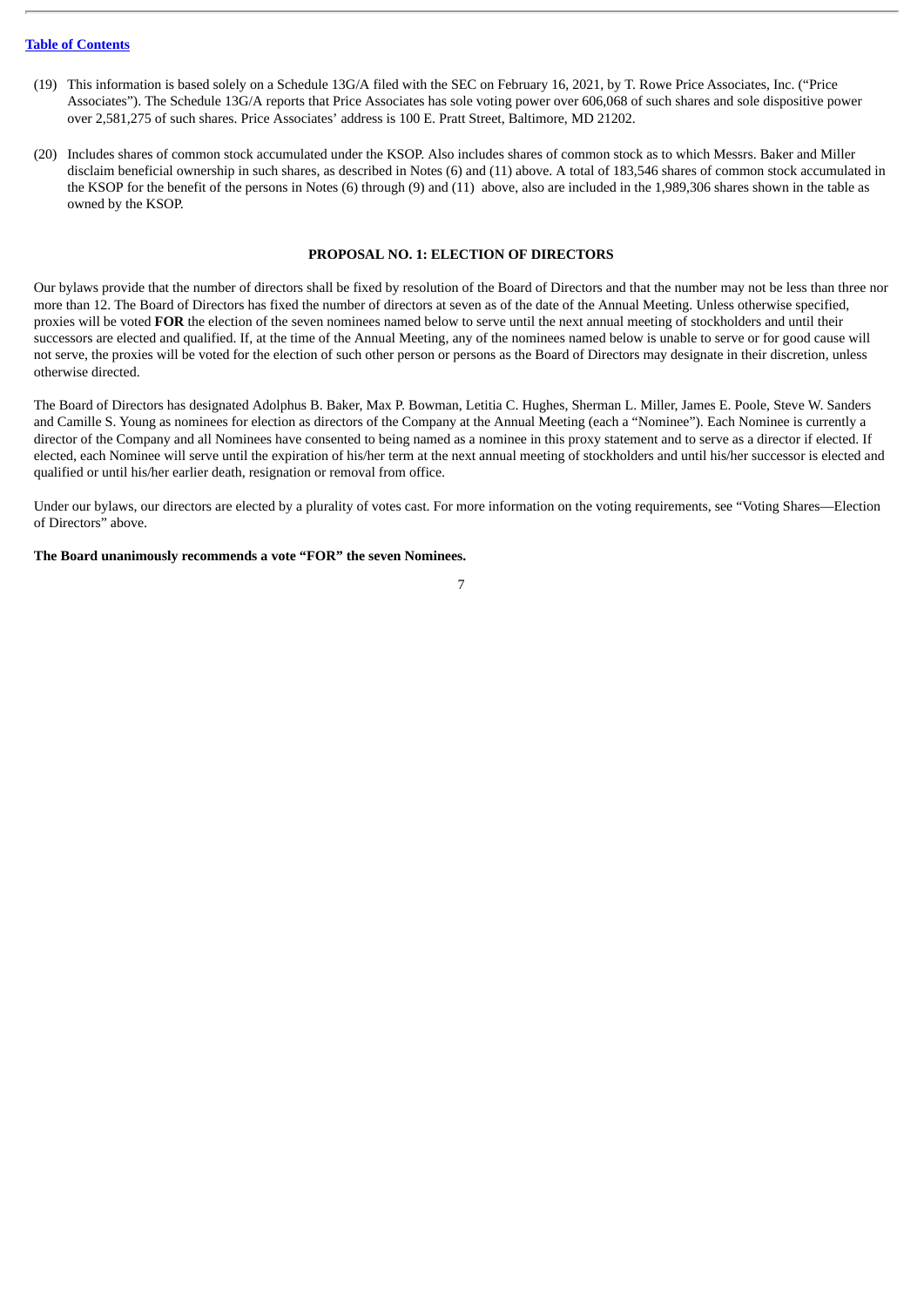(19) This information is based solely on a Schedule 13G/A filed with the SEC on February 16, 2021, by T. Rowe Price Associates, Inc. ("Price Associates"). The Schedule 13G/A reports that Price Associates has sole voting power over 606,068 of such shares and sole dispositive power over 2,581,275 of such shares. Price Associates' address is 100 E. Pratt Street, Baltimore, MD 21202.

(20) Includes shares of common stock accumulated under the KSOP. Also includes shares of common stock as to which Messrs. Baker and Miller disclaim beneficial ownership in such shares, as described in Notes (6) and (11) above. A total of 183,546 shares of common stock accumulated in the KSOP for the benefit of the persons in Notes (6) through (9) and (11) above, also are included in the 1,989,306 shares shown in the table as owned by the KSOP.

## PROPOSAL NO. 1: ELECTION OF DIRECTORS

Our bylaws provide that the number of directors shall be fixed by resolution of the Board of Directors and that the number may not be less than three nor more than 12. The Board of Directors has fixed the number of directors at seven as of the date of the Annual Meeting. Unless otherwise specified, proxies will be voted **FOR** the election of the seven nominees named below to serve until the next annual meeting of stockholders and until their successors are elected and qualified. If, at the time of the Annual Meeting, any of the nominees named below is unable to serve or for good cause will not serve, the proxies will be voted for the election of such other person or persons as the Board of Directors may designate in their discretion, unless otherwise directed.

The Board of Directors has designated Adolphus B. Baker, Max P. Bowman, Letitia C. Hughes, Sherman L. Miller, James E. Poole, Steve W. Sanders and Camille S. Young as nominees for election as directors of the Company at the Annual Meeting (each a "Nominee"). Each Nominee is currently a director of the Company and all Nominees have consented to being named as a nominee in this proxy statement and to serve as a director if elected. If elected, each Nominee will serve until the expiration of his/her term at the next annual meeting of stockholders and until his/her successor is elected and qualified or until his/her earlier death, resignation or removal from office.

Under our bylaws, our directors are elected by a plurality of votes cast. For more information on the voting requirements, see "Voting Shares—Election of Directors" above.

**The Board unanimously recommends a vote "FOR" the seven Nominees.**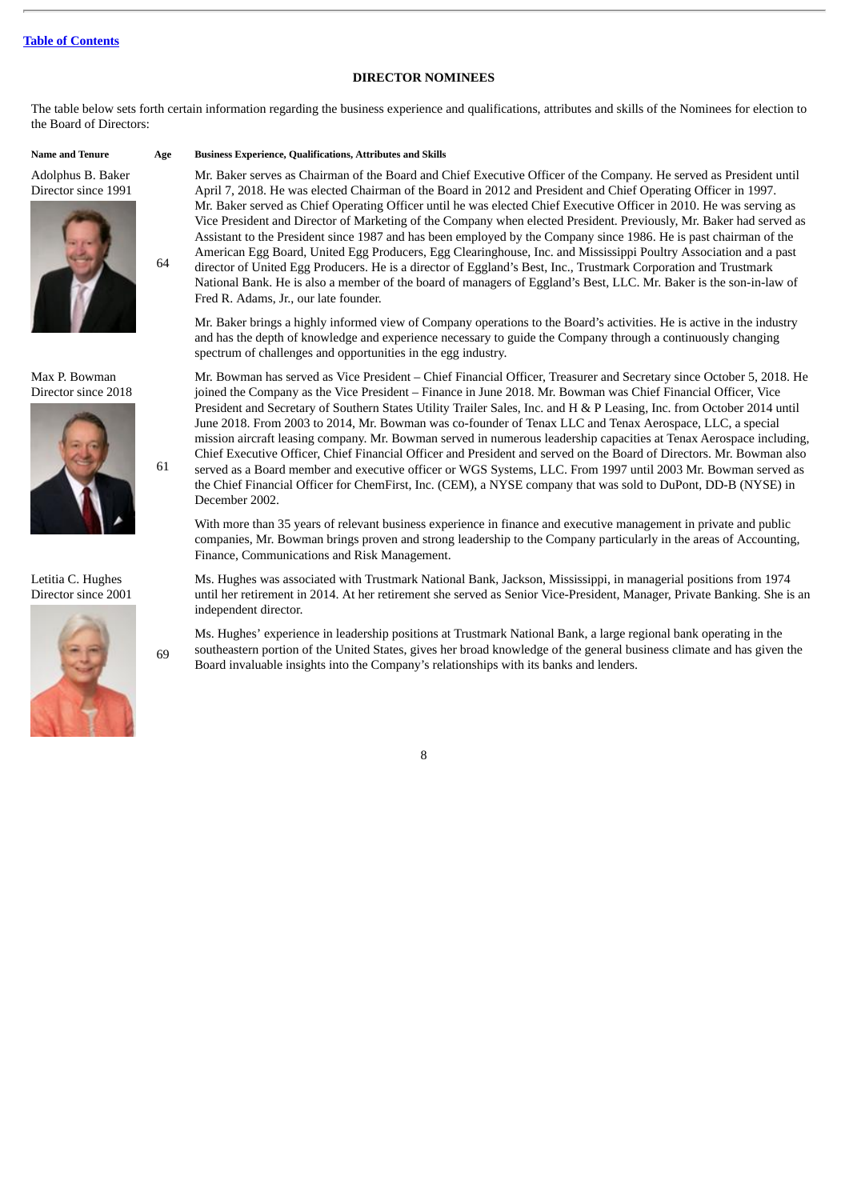[Table of Contents](#)

## DIRECTOR NOMINEES

The table below sets forth certain information regarding the business experience and qualifications, attributes and skills of the Nominees for election to the Board of Directors:

| Name and Tenure | Age | Business Experience, Qualifications, Attributes and Skills |
|---|---|---|
| Adolphus B. Baker<br>Director since 1991 | 64 | Mr. Baker serves as Chairman of the Board and Chief Executive Officer of the Company. He served as President until April 7, 2018. He was elected Chairman of the Board in 2012 and President and Chief Operating Officer in 1997. Mr. Baker served as Chief Operating Officer until he was elected Chief Executive Officer in 2010. He was serving as Vice President and Director of Marketing of the Company when elected President. Previously, Mr. Baker had served as Assistant to the President since 1987 and has been employed by the Company since 1986. He is past chairman of the American Egg Board, United Egg Producers, Egg Clearinghouse, Inc. and Mississippi Poultry Association and a past director of United Egg Producers. He is a director of Eggland's Best, Inc., Trustmark Corporation and Trustmark National Bank. He is also a member of the board of managers of Eggland's Best, LLC. Mr. Baker is the son-in-law of Fred R. Adams, Jr., our late founder.<br><br>Mr. Baker brings a highly informed view of Company operations to the Board's activities. He is active in the industry and has the depth of knowledge and experience necessary to guide the Company through a continuously changing spectrum of challenges and opportunities in the egg industry. |
| Max P. Bowman<br>Director since 2018 | 61 | Mr. Bowman has served as Vice President – Chief Financial Officer, Treasurer and Secretary since October 5, 2018. He joined the Company as the Vice President – Finance in June 2018. Mr. Bowman was Chief Financial Officer, Vice President and Secretary of Southern States Utility Trailer Sales, Inc. and H & P Leasing, Inc. from October 2014 until June 2018. From 2003 to 2014, Mr. Bowman was co-founder of Tenax LLC and Tenax Aerospace, LLC, a special mission aircraft leasing company. Mr. Bowman served in numerous leadership capacities at Tenax Aerospace including, Chief Executive Officer, Chief Financial Officer and President and served on the Board of Directors. Mr. Bowman also served as a Board member and executive officer or WGS Systems, LLC. From 1997 until 2003 Mr. Bowman served as the Chief Financial Officer for ChemFirst, Inc. (CEM), a NYSE company that was sold to DuPont, DD-B (NYSE) in December 2002.<br><br>With more than 35 years of relevant business experience in finance and executive management in private and public companies, Mr. Bowman brings proven and strong leadership to the Company particularly in the areas of Accounting, Finance, Communications and Risk Management. |
| Letitia C. Hughes<br>Director since 2001 | 69 | Ms. Hughes was associated with Trustmark National Bank, Jackson, Mississippi, in managerial positions from 1974 until her retirement in 2014. At her retirement she served as Senior Vice-President, Manager, Private Banking. She is an independent director.<br><br>Ms. Hughes' experience in leadership positions at Trustmark National Bank, a large regional bank operating in the southeastern portion of the United States, gives her broad knowledge of the general business climate and has given the Board invaluable insights into the Company's relationships with its banks and lenders. |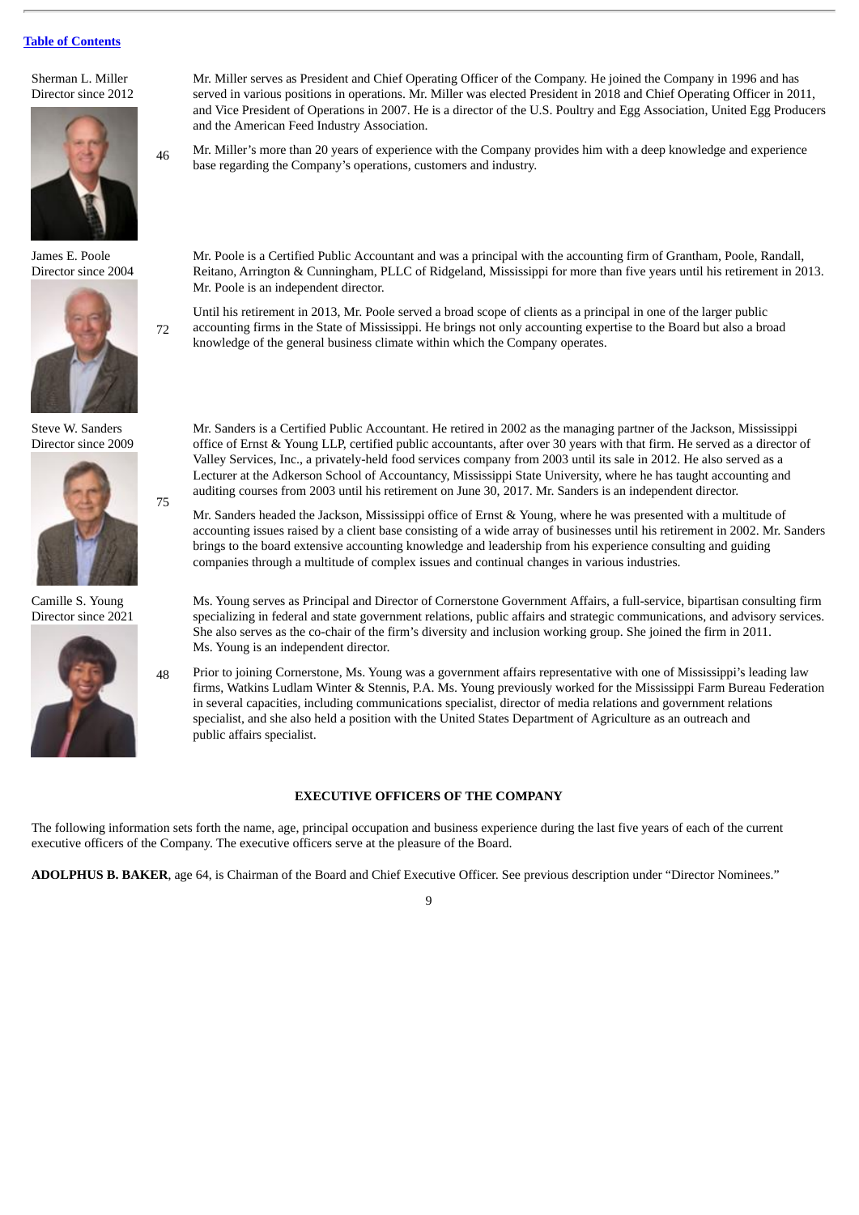[Table of Contents](#)

| Name | Age | Biography |
| --- | --- | --- |
| Sherman L. Miller<br>Director since 2012 | 46 | Mr. Miller serves as President and Chief Operating Officer of the Company. He joined the Company in 1996 and has served in various positions in operations. Mr. Miller was elected President in 2018 and Chief Operating Officer in 2011, and Vice President of Operations in 2007. He is a director of the U.S. Poultry and Egg Association, United Egg Producers and the American Feed Industry Association.<br><br>Mr. Miller's more than 20 years of experience with the Company provides him with a deep knowledge and experience base regarding the Company's operations, customers and industry. |
| James E. Poole<br>Director since 2004 | 72 | Mr. Poole is a Certified Public Accountant and was a principal with the accounting firm of Grantham, Poole, Randall, Reitano, Arrington & Cunningham, PLLC of Ridgeland, Mississippi for more than five years until his retirement in 2013. Mr. Poole is an independent director.<br><br>Until his retirement in 2013, Mr. Poole served a broad scope of clients as a principal in one of the larger public accounting firms in the State of Mississippi. He brings not only accounting expertise to the Board but also a broad knowledge of the general business climate within which the Company operates. |
| Steve W. Sanders<br>Director since 2009 | 75 | Mr. Sanders is a Certified Public Accountant. He retired in 2002 as the managing partner of the Jackson, Mississippi office of Ernst & Young LLP, certified public accountants, after over 30 years with that firm. He served as a director of Valley Services, Inc., a privately-held food services company from 2003 until its sale in 2012. He also served as a Lecturer at the Adkerson School of Accountancy, Mississippi State University, where he has taught accounting and auditing courses from 2003 until his retirement on June 30, 2017. Mr. Sanders is an independent director.<br><br>Mr. Sanders headed the Jackson, Mississippi office of Ernst & Young, where he was presented with a multitude of accounting issues raised by a client base consisting of a wide array of businesses until his retirement in 2002. Mr. Sanders brings to the board extensive accounting knowledge and leadership from his experience consulting and guiding companies through a multitude of complex issues and continual changes in various industries. |
| Camille S. Young<br>Director since 2021 | 48 | Ms. Young serves as Principal and Director of Cornerstone Government Affairs, a full-service, bipartisan consulting firm specializing in federal and state government relations, public affairs and strategic communications, and advisory services. She also serves as the co-chair of the firm's diversity and inclusion working group. She joined the firm in 2011. Ms. Young is an independent director.<br><br>Prior to joining Cornerstone, Ms. Young was a government affairs representative with one of Mississippi's leading law firms, Watkins Ludlam Winter & Stennis, P.A. Ms. Young previously worked for the Mississippi Farm Bureau Federation in several capacities, including communications specialist, director of media relations and government relations specialist, and she also held a position with the United States Department of Agriculture as an outreach and public affairs specialist. |

## EXECUTIVE OFFICERS OF THE COMPANY

The following information sets forth the name, age, principal occupation and business experience during the last five years of each of the current executive officers of the Company. The executive officers serve at the pleasure of the Board.

**ADOLPHUS B. BAKER**, age 64, is Chairman of the Board and Chief Executive Officer. See previous description under "Director Nominees."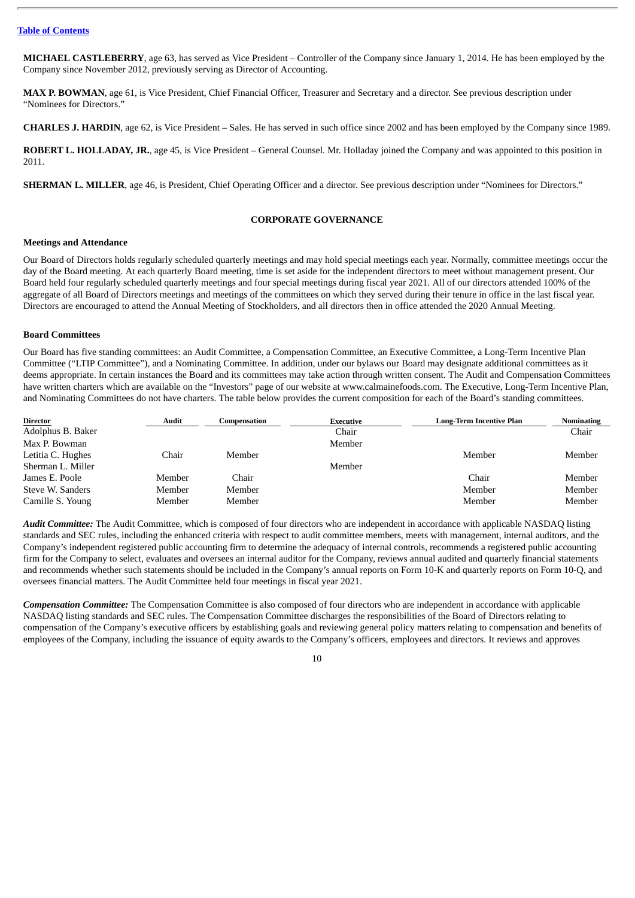[Table of Contents](#)

**MICHAEL CASTLEBERRY**, age 63, has served as Vice President – Controller of the Company since January 1, 2014. He has been employed by the Company since November 2012, previously serving as Director of Accounting.

**MAX P. BOWMAN**, age 61, is Vice President, Chief Financial Officer, Treasurer and Secretary and a director. See previous description under "Nominees for Directors."

**CHARLES J. HARDIN**, age 62, is Vice President – Sales. He has served in such office since 2002 and has been employed by the Company since 1989.

**ROBERT L. HOLLADAY, JR.**, age 45, is Vice President – General Counsel. Mr. Holladay joined the Company and was appointed to this position in 2011.

**SHERMAN L. MILLER**, age 46, is President, Chief Operating Officer and a director. See previous description under "Nominees for Directors."

## CORPORATE GOVERNANCE

### Meetings and Attendance

Our Board of Directors holds regularly scheduled quarterly meetings and may hold special meetings each year. Normally, committee meetings occur the day of the Board meeting. At each quarterly Board meeting, time is set aside for the independent directors to meet without management present. Our Board held four regularly scheduled quarterly meetings and four special meetings during fiscal year 2021. All of our directors attended 100% of the aggregate of all Board of Directors meetings and meetings of the committees on which they served during their tenure in office in the last fiscal year. Directors are encouraged to attend the Annual Meeting of Stockholders, and all directors then in office attended the 2020 Annual Meeting.

### Board Committees

Our Board has five standing committees: an Audit Committee, a Compensation Committee, an Executive Committee, a Long-Term Incentive Plan Committee ("LTIP Committee"), and a Nominating Committee. In addition, under our bylaws our Board may designate additional committees as it deems appropriate. In certain instances the Board and its committees may take action through written consent. The Audit and Compensation Committees have written charters which are available on the "Investors" page of our website at www.calmainefoods.com. The Executive, Long-Term Incentive Plan, and Nominating Committees do not have charters. The table below provides the current composition for each of the Board's standing committees.

| Director | Audit | Compensation | Executive | Long-Term Incentive Plan | Nominating |
|---|---|---|---|---|---|
| Adolphus B. Baker | | | Chair | | Chair |
| Max P. Bowman | | | Member | | |
| Letitia C. Hughes | Chair | Member | | Member | Member |
| Sherman L. Miller | | | Member | | |
| James E. Poole | Member | Chair | | Chair | Member |
| Steve W. Sanders | Member | Member | | Member | Member |
| Camille S. Young | Member | Member | | Member | Member |

***Audit Committee:*** The Audit Committee, which is composed of four directors who are independent in accordance with applicable NASDAQ listing standards and SEC rules, including the enhanced criteria with respect to audit committee members, meets with management, internal auditors, and the Company's independent registered public accounting firm to determine the adequacy of internal controls, recommends a registered public accounting firm for the Company to select, evaluates and oversees an internal auditor for the Company, reviews annual audited and quarterly financial statements and recommends whether such statements should be included in the Company's annual reports on Form 10-K and quarterly reports on Form 10-Q, and oversees financial matters. The Audit Committee held four meetings in fiscal year 2021.

***Compensation Committee:*** The Compensation Committee is also composed of four directors who are independent in accordance with applicable NASDAQ listing standards and SEC rules. The Compensation Committee discharges the responsibilities of the Board of Directors relating to compensation of the Company's executive officers by establishing goals and reviewing general policy matters relating to compensation and benefits of employees of the Company, including the issuance of equity awards to the Company's officers, employees and directors. It reviews and approves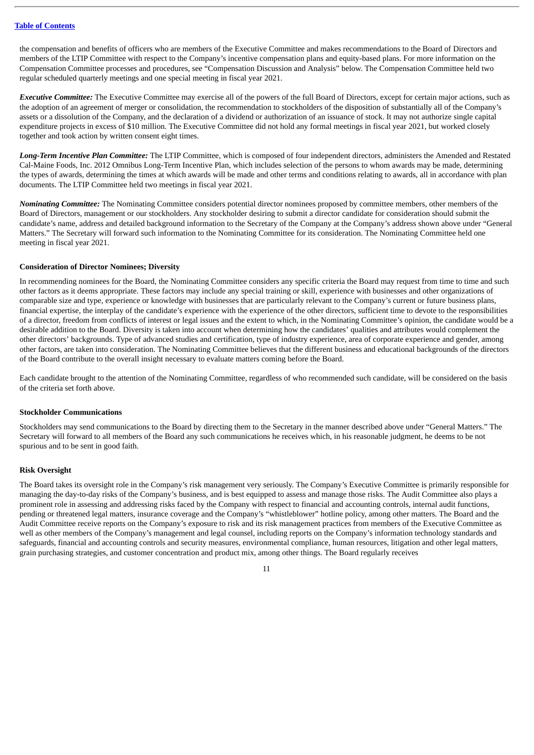the compensation and benefits of officers who are members of the Executive Committee and makes recommendations to the Board of Directors and members of the LTIP Committee with respect to the Company's incentive compensation plans and equity-based plans. For more information on the Compensation Committee processes and procedures, see "Compensation Discussion and Analysis" below. The Compensation Committee held two regular scheduled quarterly meetings and one special meeting in fiscal year 2021.

***Executive Committee:*** The Executive Committee may exercise all of the powers of the full Board of Directors, except for certain major actions, such as the adoption of an agreement of merger or consolidation, the recommendation to stockholders of the disposition of substantially all of the Company's assets or a dissolution of the Company, and the declaration of a dividend or authorization of an issuance of stock. It may not authorize single capital expenditure projects in excess of $10 million. The Executive Committee did not hold any formal meetings in fiscal year 2021, but worked closely together and took action by written consent eight times.

***Long-Term Incentive Plan Committee:*** The LTIP Committee, which is composed of four independent directors, administers the Amended and Restated Cal-Maine Foods, Inc. 2012 Omnibus Long-Term Incentive Plan, which includes selection of the persons to whom awards may be made, determining the types of awards, determining the times at which awards will be made and other terms and conditions relating to awards, all in accordance with plan documents. The LTIP Committee held two meetings in fiscal year 2021.

***Nominating Committee:*** The Nominating Committee considers potential director nominees proposed by committee members, other members of the Board of Directors, management or our stockholders. Any stockholder desiring to submit a director candidate for consideration should submit the candidate's name, address and detailed background information to the Secretary of the Company at the Company's address shown above under "General Matters." The Secretary will forward such information to the Nominating Committee for its consideration. The Nominating Committee held one meeting in fiscal year 2021.

**Consideration of Director Nominees; Diversity**

In recommending nominees for the Board, the Nominating Committee considers any specific criteria the Board may request from time to time and such other factors as it deems appropriate. These factors may include any special training or skill, experience with businesses and other organizations of comparable size and type, experience or knowledge with businesses that are particularly relevant to the Company's current or future business plans, financial expertise, the interplay of the candidate's experience with the experience of the other directors, sufficient time to devote to the responsibilities of a director, freedom from conflicts of interest or legal issues and the extent to which, in the Nominating Committee's opinion, the candidate would be a desirable addition to the Board. Diversity is taken into account when determining how the candidates' qualities and attributes would complement the other directors' backgrounds. Type of advanced studies and certification, type of industry experience, area of corporate experience and gender, among other factors, are taken into consideration. The Nominating Committee believes that the different business and educational backgrounds of the directors of the Board contribute to the overall insight necessary to evaluate matters coming before the Board.

Each candidate brought to the attention of the Nominating Committee, regardless of who recommended such candidate, will be considered on the basis of the criteria set forth above.

**Stockholder Communications**

Stockholders may send communications to the Board by directing them to the Secretary in the manner described above under "General Matters." The Secretary will forward to all members of the Board any such communications he receives which, in his reasonable judgment, he deems to be not spurious and to be sent in good faith.

**Risk Oversight**

The Board takes its oversight role in the Company's risk management very seriously. The Company's Executive Committee is primarily responsible for managing the day-to-day risks of the Company's business, and is best equipped to assess and manage those risks. The Audit Committee also plays a prominent role in assessing and addressing risks faced by the Company with respect to financial and accounting controls, internal audit functions, pending or threatened legal matters, insurance coverage and the Company's "whistleblower" hotline policy, among other matters. The Board and the Audit Committee receive reports on the Company's exposure to risk and its risk management practices from members of the Executive Committee as well as other members of the Company's management and legal counsel, including reports on the Company's information technology standards and safeguards, financial and accounting controls and security measures, environmental compliance, human resources, litigation and other legal matters, grain purchasing strategies, and customer concentration and product mix, among other things. The Board regularly receives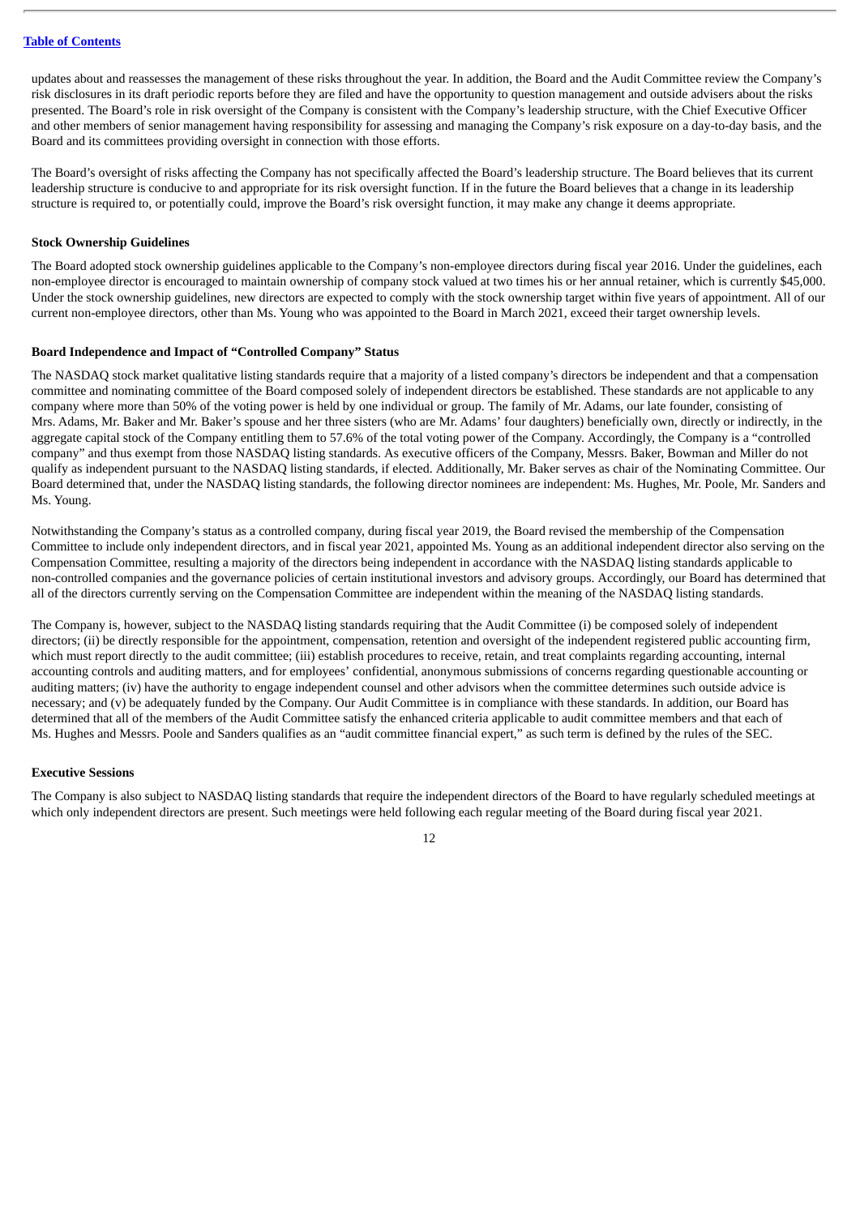updates about and reassesses the management of these risks throughout the year. In addition, the Board and the Audit Committee review the Company's risk disclosures in its draft periodic reports before they are filed and have the opportunity to question management and outside advisers about the risks presented. The Board's role in risk oversight of the Company is consistent with the Company's leadership structure, with the Chief Executive Officer and other members of senior management having responsibility for assessing and managing the Company's risk exposure on a day-to-day basis, and the Board and its committees providing oversight in connection with those efforts.

The Board's oversight of risks affecting the Company has not specifically affected the Board's leadership structure. The Board believes that its current leadership structure is conducive to and appropriate for its risk oversight function. If in the future the Board believes that a change in its leadership structure is required to, or potentially could, improve the Board's risk oversight function, it may make any change it deems appropriate.

**Stock Ownership Guidelines**

The Board adopted stock ownership guidelines applicable to the Company's non-employee directors during fiscal year 2016. Under the guidelines, each non-employee director is encouraged to maintain ownership of company stock valued at two times his or her annual retainer, which is currently $45,000. Under the stock ownership guidelines, new directors are expected to comply with the stock ownership target within five years of appointment. All of our current non-employee directors, other than Ms. Young who was appointed to the Board in March 2021, exceed their target ownership levels.

**Board Independence and Impact of "Controlled Company" Status**

The NASDAQ stock market qualitative listing standards require that a majority of a listed company's directors be independent and that a compensation committee and nominating committee of the Board composed solely of independent directors be established. These standards are not applicable to any company where more than 50% of the voting power is held by one individual or group. The family of Mr. Adams, our late founder, consisting of Mrs. Adams, Mr. Baker and Mr. Baker's spouse and her three sisters (who are Mr. Adams' four daughters) beneficially own, directly or indirectly, in the aggregate capital stock of the Company entitling them to 57.6% of the total voting power of the Company. Accordingly, the Company is a "controlled company" and thus exempt from those NASDAQ listing standards. As executive officers of the Company, Messrs. Baker, Bowman and Miller do not qualify as independent pursuant to the NASDAQ listing standards, if elected. Additionally, Mr. Baker serves as chair of the Nominating Committee. Our Board determined that, under the NASDAQ listing standards, the following director nominees are independent: Ms. Hughes, Mr. Poole, Mr. Sanders and Ms. Young.

Notwithstanding the Company's status as a controlled company, during fiscal year 2019, the Board revised the membership of the Compensation Committee to include only independent directors, and in fiscal year 2021, appointed Ms. Young as an additional independent director also serving on the Compensation Committee, resulting a majority of the directors being independent in accordance with the NASDAQ listing standards applicable to non-controlled companies and the governance policies of certain institutional investors and advisory groups. Accordingly, our Board has determined that all of the directors currently serving on the Compensation Committee are independent within the meaning of the NASDAQ listing standards.

The Company is, however, subject to the NASDAQ listing standards requiring that the Audit Committee (i) be composed solely of independent directors; (ii) be directly responsible for the appointment, compensation, retention and oversight of the independent registered public accounting firm, which must report directly to the audit committee; (iii) establish procedures to receive, retain, and treat complaints regarding accounting, internal accounting controls and auditing matters, and for employees' confidential, anonymous submissions of concerns regarding questionable accounting or auditing matters; (iv) have the authority to engage independent counsel and other advisors when the committee determines such outside advice is necessary; and (v) be adequately funded by the Company. Our Audit Committee is in compliance with these standards. In addition, our Board has determined that all of the members of the Audit Committee satisfy the enhanced criteria applicable to audit committee members and that each of Ms. Hughes and Messrs. Poole and Sanders qualifies as an "audit committee financial expert," as such term is defined by the rules of the SEC.

**Executive Sessions**

The Company is also subject to NASDAQ listing standards that require the independent directors of the Board to have regularly scheduled meetings at which only independent directors are present. Such meetings were held following each regular meeting of the Board during fiscal year 2021.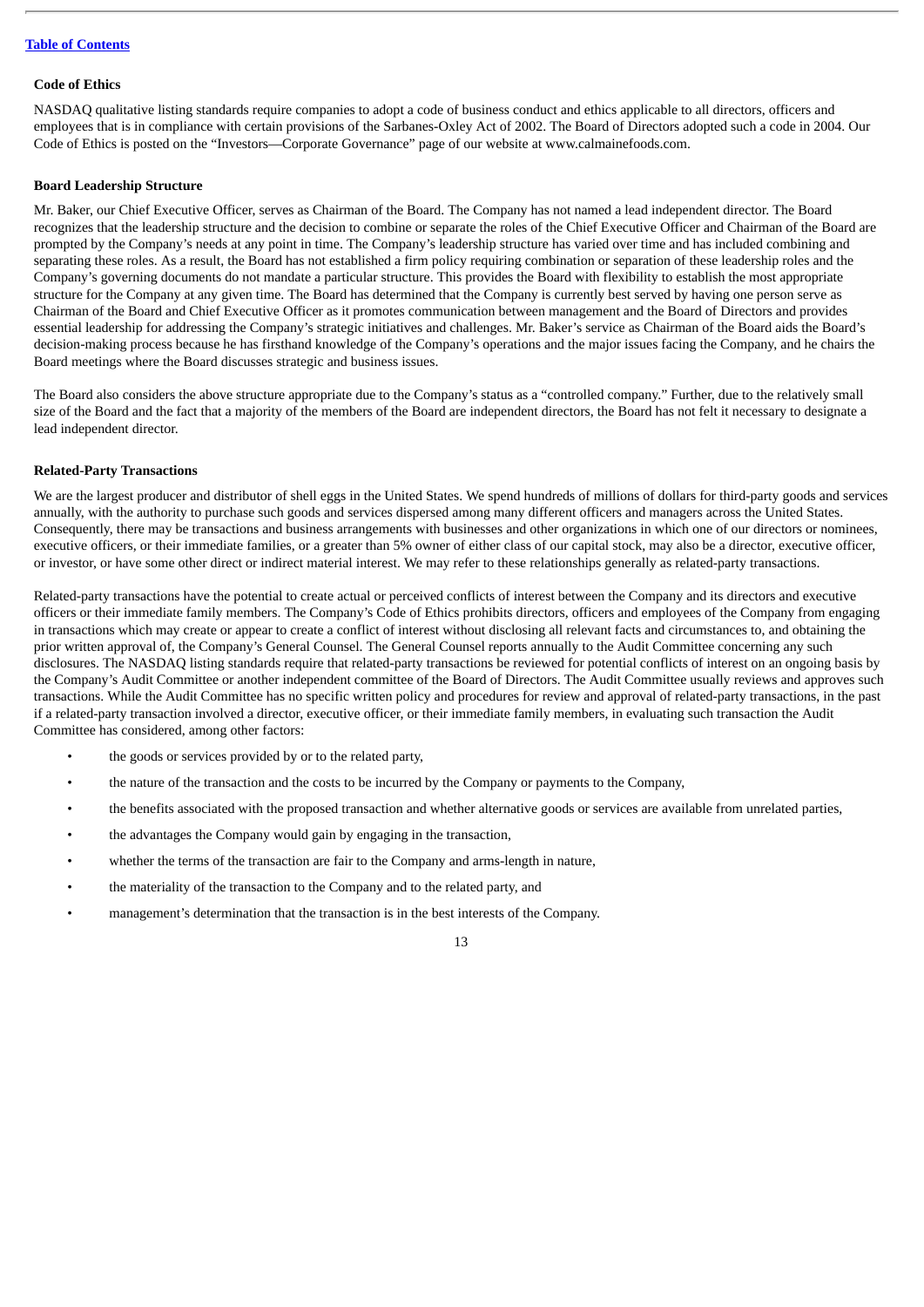### Code of Ethics

NASDAQ qualitative listing standards require companies to adopt a code of business conduct and ethics applicable to all directors, officers and employees that is in compliance with certain provisions of the Sarbanes-Oxley Act of 2002. The Board of Directors adopted such a code in 2004. Our Code of Ethics is posted on the "Investors—Corporate Governance" page of our website at www.calmainefoods.com.

### Board Leadership Structure

Mr. Baker, our Chief Executive Officer, serves as Chairman of the Board. The Company has not named a lead independent director. The Board recognizes that the leadership structure and the decision to combine or separate the roles of the Chief Executive Officer and Chairman of the Board are prompted by the Company's needs at any point in time. The Company's leadership structure has varied over time and has included combining and separating these roles. As a result, the Board has not established a firm policy requiring combination or separation of these leadership roles and the Company's governing documents do not mandate a particular structure. This provides the Board with flexibility to establish the most appropriate structure for the Company at any given time. The Board has determined that the Company is currently best served by having one person serve as Chairman of the Board and Chief Executive Officer as it promotes communication between management and the Board of Directors and provides essential leadership for addressing the Company's strategic initiatives and challenges. Mr. Baker's service as Chairman of the Board aids the Board's decision-making process because he has firsthand knowledge of the Company's operations and the major issues facing the Company, and he chairs the Board meetings where the Board discusses strategic and business issues.

The Board also considers the above structure appropriate due to the Company's status as a "controlled company." Further, due to the relatively small size of the Board and the fact that a majority of the members of the Board are independent directors, the Board has not felt it necessary to designate a lead independent director.

### Related-Party Transactions

We are the largest producer and distributor of shell eggs in the United States. We spend hundreds of millions of dollars for third-party goods and services annually, with the authority to purchase such goods and services dispersed among many different officers and managers across the United States. Consequently, there may be transactions and business arrangements with businesses and other organizations in which one of our directors or nominees, executive officers, or their immediate families, or a greater than 5% owner of either class of our capital stock, may also be a director, executive officer, or investor, or have some other direct or indirect material interest. We may refer to these relationships generally as related-party transactions.

Related-party transactions have the potential to create actual or perceived conflicts of interest between the Company and its directors and executive officers or their immediate family members. The Company's Code of Ethics prohibits directors, officers and employees of the Company from engaging in transactions which may create or appear to create a conflict of interest without disclosing all relevant facts and circumstances to, and obtaining the prior written approval of, the Company's General Counsel. The General Counsel reports annually to the Audit Committee concerning any such disclosures. The NASDAQ listing standards require that related-party transactions be reviewed for potential conflicts of interest on an ongoing basis by the Company's Audit Committee or another independent committee of the Board of Directors. The Audit Committee usually reviews and approves such transactions. While the Audit Committee has no specific written policy and procedures for review and approval of related-party transactions, in the past if a related-party transaction involved a director, executive officer, or their immediate family members, in evaluating such transaction the Audit Committee has considered, among other factors:

- the goods or services provided by or to the related party,
- the nature of the transaction and the costs to be incurred by the Company or payments to the Company,
- the benefits associated with the proposed transaction and whether alternative goods or services are available from unrelated parties,
- the advantages the Company would gain by engaging in the transaction,
- whether the terms of the transaction are fair to the Company and arms-length in nature,
- the materiality of the transaction to the Company and to the related party, and
- management's determination that the transaction is in the best interests of the Company.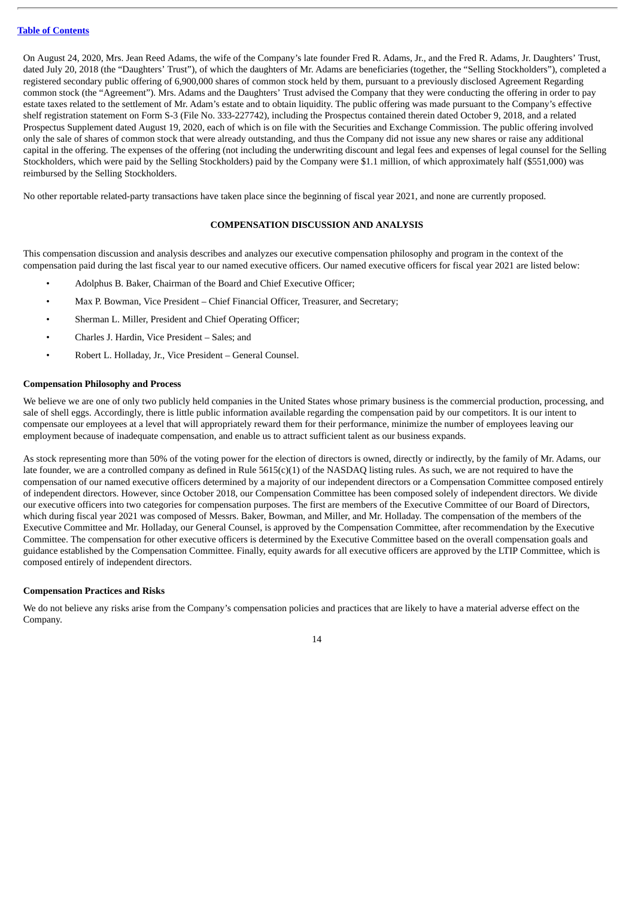On August 24, 2020, Mrs. Jean Reed Adams, the wife of the Company's late founder Fred R. Adams, Jr., and the Fred R. Adams, Jr. Daughters' Trust, dated July 20, 2018 (the "Daughters' Trust"), of which the daughters of Mr. Adams are beneficiaries (together, the "Selling Stockholders"), completed a registered secondary public offering of 6,900,000 shares of common stock held by them, pursuant to a previously disclosed Agreement Regarding common stock (the "Agreement"). Mrs. Adams and the Daughters' Trust advised the Company that they were conducting the offering in order to pay estate taxes related to the settlement of Mr. Adam's estate and to obtain liquidity. The public offering was made pursuant to the Company's effective shelf registration statement on Form S-3 (File No. 333-227742), including the Prospectus contained therein dated October 9, 2018, and a related Prospectus Supplement dated August 19, 2020, each of which is on file with the Securities and Exchange Commission. The public offering involved only the sale of shares of common stock that were already outstanding, and thus the Company did not issue any new shares or raise any additional capital in the offering. The expenses of the offering (not including the underwriting discount and legal fees and expenses of legal counsel for the Selling Stockholders, which were paid by the Selling Stockholders) paid by the Company were $1.1 million, of which approximately half ($551,000) was reimbursed by the Selling Stockholders.

No other reportable related-party transactions have taken place since the beginning of fiscal year 2021, and none are currently proposed.

## COMPENSATION DISCUSSION AND ANALYSIS

This compensation discussion and analysis describes and analyzes our executive compensation philosophy and program in the context of the compensation paid during the last fiscal year to our named executive officers. Our named executive officers for fiscal year 2021 are listed below:

- Adolphus B. Baker, Chairman of the Board and Chief Executive Officer;
- Max P. Bowman, Vice President – Chief Financial Officer, Treasurer, and Secretary;
- Sherman L. Miller, President and Chief Operating Officer;
- Charles J. Hardin, Vice President – Sales; and
- Robert L. Holladay, Jr., Vice President – General Counsel.

### Compensation Philosophy and Process

We believe we are one of only two publicly held companies in the United States whose primary business is the commercial production, processing, and sale of shell eggs. Accordingly, there is little public information available regarding the compensation paid by our competitors. It is our intent to compensate our employees at a level that will appropriately reward them for their performance, minimize the number of employees leaving our employment because of inadequate compensation, and enable us to attract sufficient talent as our business expands.

As stock representing more than 50% of the voting power for the election of directors is owned, directly or indirectly, by the family of Mr. Adams, our late founder, we are a controlled company as defined in Rule 5615(c)(1) of the NASDAQ listing rules. As such, we are not required to have the compensation of our named executive officers determined by a majority of our independent directors or a Compensation Committee composed entirely of independent directors. However, since October 2018, our Compensation Committee has been composed solely of independent directors. We divide our executive officers into two categories for compensation purposes. The first are members of the Executive Committee of our Board of Directors, which during fiscal year 2021 was composed of Messrs. Baker, Bowman, and Miller, and Mr. Holladay. The compensation of the members of the Executive Committee and Mr. Holladay, our General Counsel, is approved by the Compensation Committee, after recommendation by the Executive Committee. The compensation for other executive officers is determined by the Executive Committee based on the overall compensation goals and guidance established by the Compensation Committee. Finally, equity awards for all executive officers are approved by the LTIP Committee, which is composed entirely of independent directors.

### Compensation Practices and Risks

We do not believe any risks arise from the Company's compensation policies and practices that are likely to have a material adverse effect on the Company.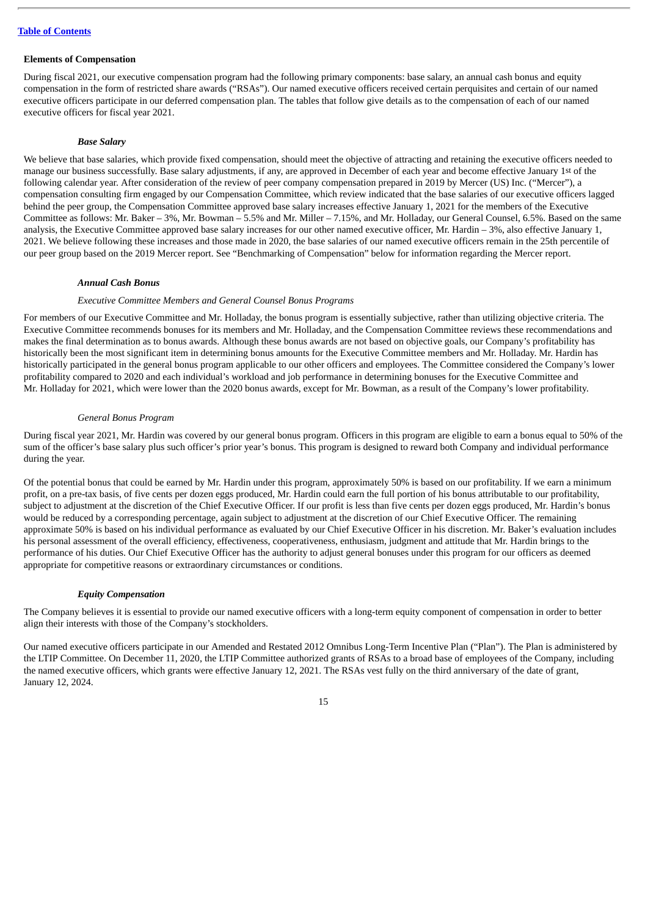### Elements of Compensation

During fiscal 2021, our executive compensation program had the following primary components: base salary, an annual cash bonus and equity compensation in the form of restricted share awards ("RSAs"). Our named executive officers received certain perquisites and certain of our named executive officers participate in our deferred compensation plan. The tables that follow give details as to the compensation of each of our named executive officers for fiscal year 2021.

#### *Base Salary*

We believe that base salaries, which provide fixed compensation, should meet the objective of attracting and retaining the executive officers needed to manage our business successfully. Base salary adjustments, if any, are approved in December of each year and become effective January 1st of the following calendar year. After consideration of the review of peer company compensation prepared in 2019 by Mercer (US) Inc. ("Mercer"), a compensation consulting firm engaged by our Compensation Committee, which review indicated that the base salaries of our executive officers lagged behind the peer group, the Compensation Committee approved base salary increases effective January 1, 2021 for the members of the Executive Committee as follows: Mr. Baker – 3%, Mr. Bowman – 5.5% and Mr. Miller – 7.15%, and Mr. Holladay, our General Counsel, 6.5%. Based on the same analysis, the Executive Committee approved base salary increases for our other named executive officer, Mr. Hardin – 3%, also effective January 1, 2021. We believe following these increases and those made in 2020, the base salaries of our named executive officers remain in the 25th percentile of our peer group based on the 2019 Mercer report. See "Benchmarking of Compensation" below for information regarding the Mercer report.

#### *Annual Cash Bonus*

*Executive Committee Members and General Counsel Bonus Programs*

For members of our Executive Committee and Mr. Holladay, the bonus program is essentially subjective, rather than utilizing objective criteria. The Executive Committee recommends bonuses for its members and Mr. Holladay, and the Compensation Committee reviews these recommendations and makes the final determination as to bonus awards. Although these bonus awards are not based on objective goals, our Company's profitability has historically been the most significant item in determining bonus amounts for the Executive Committee members and Mr. Holladay. Mr. Hardin has historically participated in the general bonus program applicable to our other officers and employees. The Committee considered the Company's lower profitability compared to 2020 and each individual's workload and job performance in determining bonuses for the Executive Committee and Mr. Holladay for 2021, which were lower than the 2020 bonus awards, except for Mr. Bowman, as a result of the Company's lower profitability.

*General Bonus Program*

During fiscal year 2021, Mr. Hardin was covered by our general bonus program. Officers in this program are eligible to earn a bonus equal to 50% of the sum of the officer's base salary plus such officer's prior year's bonus. This program is designed to reward both Company and individual performance during the year.

Of the potential bonus that could be earned by Mr. Hardin under this program, approximately 50% is based on our profitability. If we earn a minimum profit, on a pre-tax basis, of five cents per dozen eggs produced, Mr. Hardin could earn the full portion of his bonus attributable to our profitability, subject to adjustment at the discretion of the Chief Executive Officer. If our profit is less than five cents per dozen eggs produced, Mr. Hardin's bonus would be reduced by a corresponding percentage, again subject to adjustment at the discretion of our Chief Executive Officer. The remaining approximate 50% is based on his individual performance as evaluated by our Chief Executive Officer in his discretion. Mr. Baker's evaluation includes his personal assessment of the overall efficiency, effectiveness, cooperativeness, enthusiasm, judgment and attitude that Mr. Hardin brings to the performance of his duties. Our Chief Executive Officer has the authority to adjust general bonuses under this program for our officers as deemed appropriate for competitive reasons or extraordinary circumstances or conditions.

#### *Equity Compensation*

The Company believes it is essential to provide our named executive officers with a long-term equity component of compensation in order to better align their interests with those of the Company's stockholders.

Our named executive officers participate in our Amended and Restated 2012 Omnibus Long-Term Incentive Plan ("Plan"). The Plan is administered by the LTIP Committee. On December 11, 2020, the LTIP Committee authorized grants of RSAs to a broad base of employees of the Company, including the named executive officers, which grants were effective January 12, 2021. The RSAs vest fully on the third anniversary of the date of grant, January 12, 2024.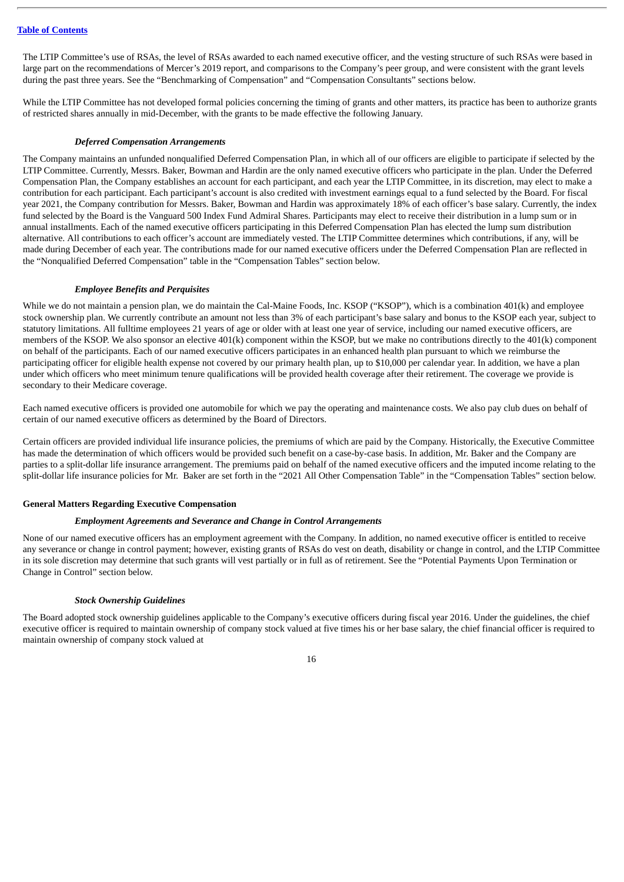The LTIP Committee's use of RSAs, the level of RSAs awarded to each named executive officer, and the vesting structure of such RSAs were based in large part on the recommendations of Mercer's 2019 report, and comparisons to the Company's peer group, and were consistent with the grant levels during the past three years. See the "Benchmarking of Compensation" and "Compensation Consultants" sections below.

While the LTIP Committee has not developed formal policies concerning the timing of grants and other matters, its practice has been to authorize grants of restricted shares annually in mid-December, with the grants to be made effective the following January.

#### *Deferred Compensation Arrangements*

The Company maintains an unfunded nonqualified Deferred Compensation Plan, in which all of our officers are eligible to participate if selected by the LTIP Committee. Currently, Messrs. Baker, Bowman and Hardin are the only named executive officers who participate in the plan. Under the Deferred Compensation Plan, the Company establishes an account for each participant, and each year the LTIP Committee, in its discretion, may elect to make a contribution for each participant. Each participant's account is also credited with investment earnings equal to a fund selected by the Board. For fiscal year 2021, the Company contribution for Messrs. Baker, Bowman and Hardin was approximately 18% of each officer's base salary. Currently, the index fund selected by the Board is the Vanguard 500 Index Fund Admiral Shares. Participants may elect to receive their distribution in a lump sum or in annual installments. Each of the named executive officers participating in this Deferred Compensation Plan has elected the lump sum distribution alternative. All contributions to each officer's account are immediately vested. The LTIP Committee determines which contributions, if any, will be made during December of each year. The contributions made for our named executive officers under the Deferred Compensation Plan are reflected in the "Nonqualified Deferred Compensation" table in the "Compensation Tables" section below.

#### *Employee Benefits and Perquisites*

While we do not maintain a pension plan, we do maintain the Cal-Maine Foods, Inc. KSOP ("KSOP"), which is a combination 401(k) and employee stock ownership plan. We currently contribute an amount not less than 3% of each participant's base salary and bonus to the KSOP each year, subject to statutory limitations. All fulltime employees 21 years of age or older with at least one year of service, including our named executive officers, are members of the KSOP. We also sponsor an elective 401(k) component within the KSOP, but we make no contributions directly to the 401(k) component on behalf of the participants. Each of our named executive officers participates in an enhanced health plan pursuant to which we reimburse the participating officer for eligible health expense not covered by our primary health plan, up to $10,000 per calendar year. In addition, we have a plan under which officers who meet minimum tenure qualifications will be provided health coverage after their retirement. The coverage we provide is secondary to their Medicare coverage.

Each named executive officers is provided one automobile for which we pay the operating and maintenance costs. We also pay club dues on behalf of certain of our named executive officers as determined by the Board of Directors.

Certain officers are provided individual life insurance policies, the premiums of which are paid by the Company. Historically, the Executive Committee has made the determination of which officers would be provided such benefit on a case-by-case basis. In addition, Mr. Baker and the Company are parties to a split-dollar life insurance arrangement. The premiums paid on behalf of the named executive officers and the imputed income relating to the split-dollar life insurance policies for Mr. Baker are set forth in the "2021 All Other Compensation Table" in the "Compensation Tables" section below.

### General Matters Regarding Executive Compensation

#### *Employment Agreements and Severance and Change in Control Arrangements*

None of our named executive officers has an employment agreement with the Company. In addition, no named executive officer is entitled to receive any severance or change in control payment; however, existing grants of RSAs do vest on death, disability or change in control, and the LTIP Committee in its sole discretion may determine that such grants will vest partially or in full as of retirement. See the "Potential Payments Upon Termination or Change in Control" section below.

#### *Stock Ownership Guidelines*

The Board adopted stock ownership guidelines applicable to the Company's executive officers during fiscal year 2016. Under the guidelines, the chief executive officer is required to maintain ownership of company stock valued at five times his or her base salary, the chief financial officer is required to maintain ownership of company stock valued at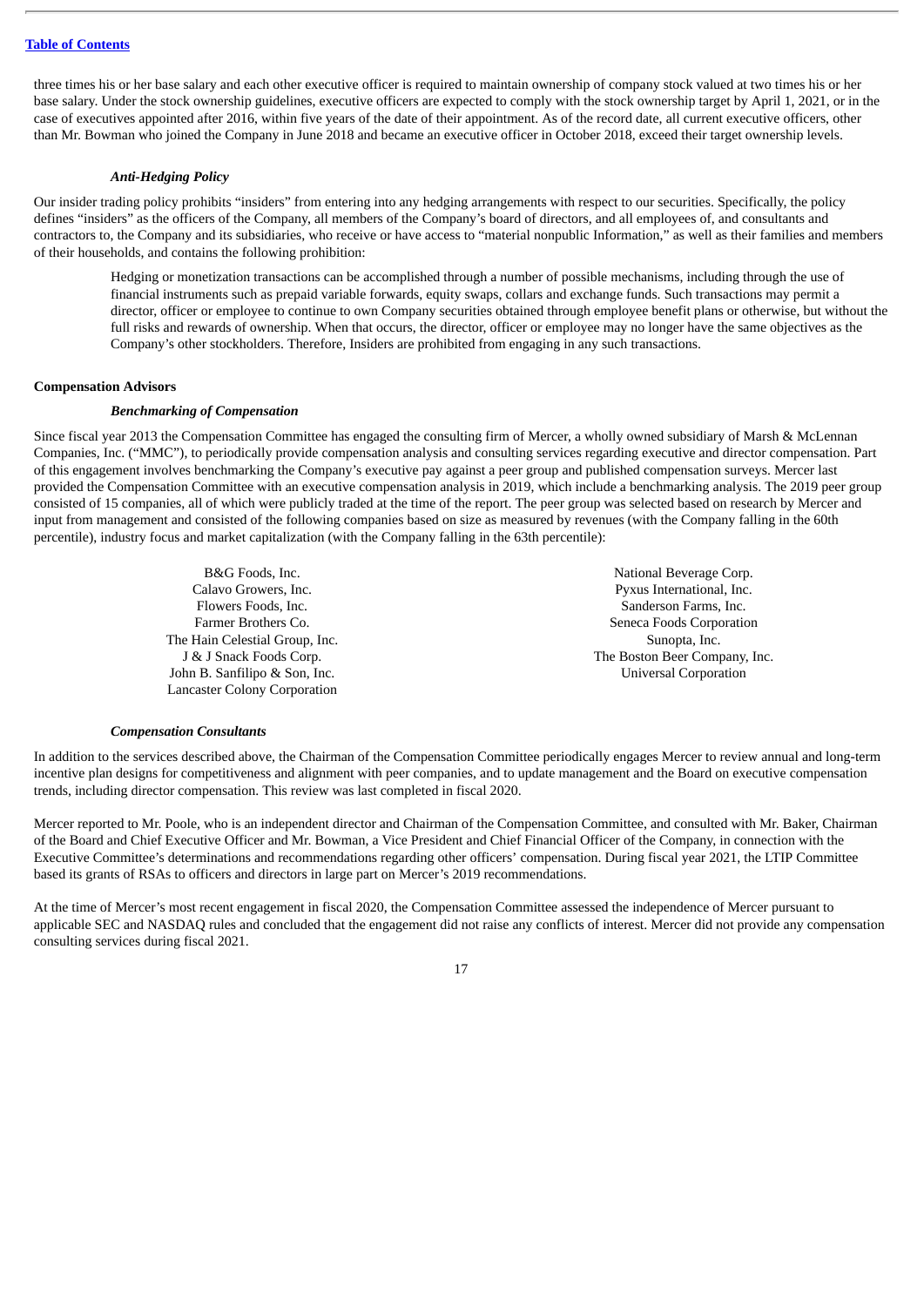three times his or her base salary and each other executive officer is required to maintain ownership of company stock valued at two times his or her base salary. Under the stock ownership guidelines, executive officers are expected to comply with the stock ownership target by April 1, 2021, or in the case of executives appointed after 2016, within five years of the date of their appointment. As of the record date, all current executive officers, other than Mr. Bowman who joined the Company in June 2018 and became an executive officer in October 2018, exceed their target ownership levels.

#### *Anti-Hedging Policy*

Our insider trading policy prohibits "insiders" from entering into any hedging arrangements with respect to our securities. Specifically, the policy defines "insiders" as the officers of the Company, all members of the Company's board of directors, and all employees of, and consultants and contractors to, the Company and its subsidiaries, who receive or have access to "material nonpublic Information," as well as their families and members of their households, and contains the following prohibition:

> Hedging or monetization transactions can be accomplished through a number of possible mechanisms, including through the use of financial instruments such as prepaid variable forwards, equity swaps, collars and exchange funds. Such transactions may permit a director, officer or employee to continue to own Company securities obtained through employee benefit plans or otherwise, but without the full risks and rewards of ownership. When that occurs, the director, officer or employee may no longer have the same objectives as the Company's other stockholders. Therefore, Insiders are prohibited from engaging in any such transactions.

### **Compensation Advisors**

#### *Benchmarking of Compensation*

Since fiscal year 2013 the Compensation Committee has engaged the consulting firm of Mercer, a wholly owned subsidiary of Marsh & McLennan Companies, Inc. ("MMC"), to periodically provide compensation analysis and consulting services regarding executive and director compensation. Part of this engagement involves benchmarking the Company's executive pay against a peer group and published compensation surveys. Mercer last provided the Compensation Committee with an executive compensation analysis in 2019, which include a benchmarking analysis. The 2019 peer group consisted of 15 companies, all of which were publicly traded at the time of the report. The peer group was selected based on research by Mercer and input from management and consisted of the following companies based on size as measured by revenues (with the Company falling in the 60th percentile), industry focus and market capitalization (with the Company falling in the 63th percentile):

B&G Foods, Inc.
Calavo Growers, Inc.
Flowers Foods, Inc.
Farmer Brothers Co.
The Hain Celestial Group, Inc.
J & J Snack Foods Corp.
John B. Sanfilipo & Son, Inc.
Lancaster Colony Corporation
National Beverage Corp.
Pyxus International, Inc.
Sanderson Farms, Inc.
Seneca Foods Corporation
Sunopta, Inc.
The Boston Beer Company, Inc.
Universal Corporation

#### *Compensation Consultants*

In addition to the services described above, the Chairman of the Compensation Committee periodically engages Mercer to review annual and long-term incentive plan designs for competitiveness and alignment with peer companies, and to update management and the Board on executive compensation trends, including director compensation. This review was last completed in fiscal 2020.

Mercer reported to Mr. Poole, who is an independent director and Chairman of the Compensation Committee, and consulted with Mr. Baker, Chairman of the Board and Chief Executive Officer and Mr. Bowman, a Vice President and Chief Financial Officer of the Company, in connection with the Executive Committee's determinations and recommendations regarding other officers' compensation. During fiscal year 2021, the LTIP Committee based its grants of RSAs to officers and directors in large part on Mercer's 2019 recommendations.

At the time of Mercer's most recent engagement in fiscal 2020, the Compensation Committee assessed the independence of Mercer pursuant to applicable SEC and NASDAQ rules and concluded that the engagement did not raise any conflicts of interest. Mercer did not provide any compensation consulting services during fiscal 2021.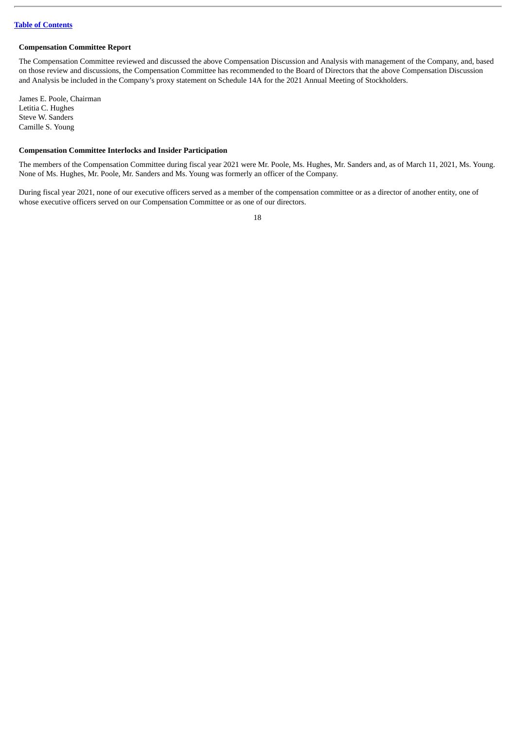[Table of Contents](#)

**Compensation Committee Report**

The Compensation Committee reviewed and discussed the above Compensation Discussion and Analysis with management of the Company, and, based on those review and discussions, the Compensation Committee has recommended to the Board of Directors that the above Compensation Discussion and Analysis be included in the Company's proxy statement on Schedule 14A for the 2021 Annual Meeting of Stockholders.

James E. Poole, Chairman
Letitia C. Hughes
Steve W. Sanders
Camille S. Young

**Compensation Committee Interlocks and Insider Participation**

The members of the Compensation Committee during fiscal year 2021 were Mr. Poole, Ms. Hughes, Mr. Sanders and, as of March 11, 2021, Ms. Young. None of Ms. Hughes, Mr. Poole, Mr. Sanders and Ms. Young was formerly an officer of the Company.

During fiscal year 2021, none of our executive officers served as a member of the compensation committee or as a director of another entity, one of whose executive officers served on our Compensation Committee or as one of our directors.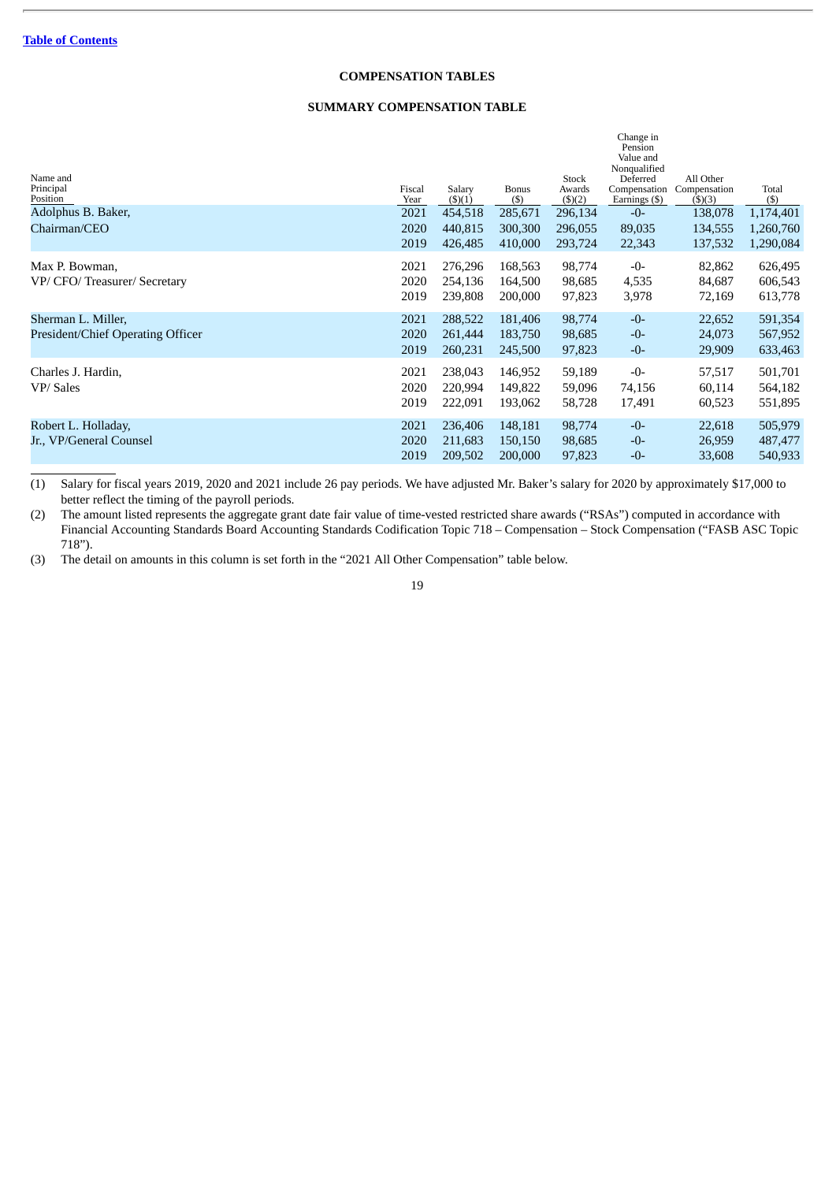[Table of Contents](#)

## COMPENSATION TABLES

### SUMMARY COMPENSATION TABLE

| Name and Principal Position | Fiscal Year | Salary ($)(1) | Bonus ($) | Stock Awards ($)(2) | Change in Pension Value and Nonqualified Deferred Compensation Earnings ($) | All Other Compensation ($)(3) | Total ($) |
|---|---|---|---|---|---|---|---|
| Adolphus B. Baker, | 2021 | 454,518 | 285,671 | 296,134 | -0- | 138,078 | 1,174,401 |
| Chairman/CEO | 2020 | 440,815 | 300,300 | 296,055 | 89,035 | 134,555 | 1,260,760 |
| | 2019 | 426,485 | 410,000 | 293,724 | 22,343 | 137,532 | 1,290,084 |
| Max P. Bowman, | 2021 | 276,296 | 168,563 | 98,774 | -0- | 82,862 | 626,495 |
| VP/ CFO/ Treasurer/ Secretary | 2020 | 254,136 | 164,500 | 98,685 | 4,535 | 84,687 | 606,543 |
| | 2019 | 239,808 | 200,000 | 97,823 | 3,978 | 72,169 | 613,778 |
| Sherman L. Miller, | 2021 | 288,522 | 181,406 | 98,774 | -0- | 22,652 | 591,354 |
| President/Chief Operating Officer | 2020 | 261,444 | 183,750 | 98,685 | -0- | 24,073 | 567,952 |
| | 2019 | 260,231 | 245,500 | 97,823 | -0- | 29,909 | 633,463 |
| Charles J. Hardin, | 2021 | 238,043 | 146,952 | 59,189 | -0- | 57,517 | 501,701 |
| VP/ Sales | 2020 | 220,994 | 149,822 | 59,096 | 74,156 | 60,114 | 564,182 |
| | 2019 | 222,091 | 193,062 | 58,728 | 17,491 | 60,523 | 551,895 |
| Robert L. Holladay, | 2021 | 236,406 | 148,181 | 98,774 | -0- | 22,618 | 505,979 |
| Jr., VP/General Counsel | 2020 | 211,683 | 150,150 | 98,685 | -0- | 26,959 | 487,477 |
| | 2019 | 209,502 | 200,000 | 97,823 | -0- | 33,608 | 540,933 |

(1) Salary for fiscal years 2019, 2020 and 2021 include 26 pay periods. We have adjusted Mr. Baker's salary for 2020 by approximately $17,000 to better reflect the timing of the payroll periods.

(2) The amount listed represents the aggregate grant date fair value of time-vested restricted share awards ("RSAs") computed in accordance with Financial Accounting Standards Board Accounting Standards Codification Topic 718 – Compensation – Stock Compensation ("FASB ASC Topic 718").

(3) The detail on amounts in this column is set forth in the "2021 All Other Compensation" table below.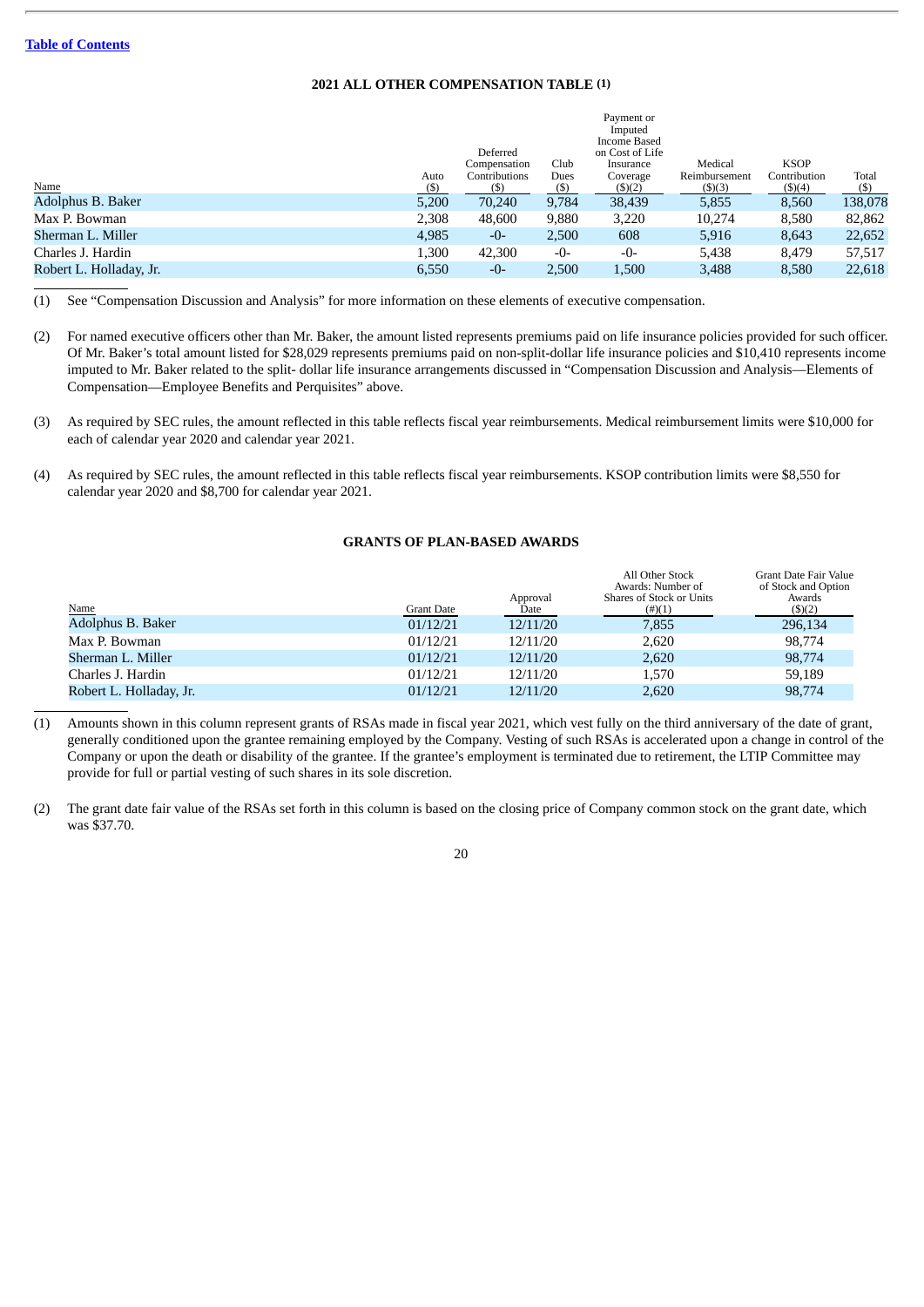## 2021 ALL OTHER COMPENSATION TABLE (1)

| Name | Auto ($) | Deferred Compensation Contributions ($) | Club Dues ($) | Payment or Imputed Income Based on Cost of Life Insurance Coverage ($)(2) | Medical Reimbursement ($)(3) | KSOP Contribution ($)(4) | Total ($) |
|---|---|---|---|---|---|---|---|
| Adolphus B. Baker | 5,200 | 70,240 | 9,784 | 38,439 | 5,855 | 8,560 | 138,078 |
| Max P. Bowman | 2,308 | 48,600 | 9,880 | 3,220 | 10,274 | 8,580 | 82,862 |
| Sherman L. Miller | 4,985 | -0- | 2,500 | 608 | 5,916 | 8,643 | 22,652 |
| Charles J. Hardin | 1,300 | 42,300 | -0- | -0- | 5,438 | 8,479 | 57,517 |
| Robert L. Holladay, Jr. | 6,550 | -0- | 2,500 | 1,500 | 3,488 | 8,580 | 22,618 |

(1) See "Compensation Discussion and Analysis" for more information on these elements of executive compensation.

(2) For named executive officers other than Mr. Baker, the amount listed represents premiums paid on life insurance policies provided for such officer. Of Mr. Baker's total amount listed for $28,029 represents premiums paid on non-split-dollar life insurance policies and $10,410 represents income imputed to Mr. Baker related to the split- dollar life insurance arrangements discussed in "Compensation Discussion and Analysis—Elements of Compensation—Employee Benefits and Perquisites" above.

(3) As required by SEC rules, the amount reflected in this table reflects fiscal year reimbursements. Medical reimbursement limits were $10,000 for each of calendar year 2020 and calendar year 2021.

(4) As required by SEC rules, the amount reflected in this table reflects fiscal year reimbursements. KSOP contribution limits were $8,550 for calendar year 2020 and $8,700 for calendar year 2021.

## GRANTS OF PLAN-BASED AWARDS

| Name | Grant Date | Approval Date | All Other Stock Awards: Number of Shares of Stock or Units (#)(1) | Grant Date Fair Value of Stock and Option Awards ($)(2) |
|---|---|---|---|---|
| Adolphus B. Baker | 01/12/21 | 12/11/20 | 7,855 | 296,134 |
| Max P. Bowman | 01/12/21 | 12/11/20 | 2,620 | 98,774 |
| Sherman L. Miller | 01/12/21 | 12/11/20 | 2,620 | 98,774 |
| Charles J. Hardin | 01/12/21 | 12/11/20 | 1,570 | 59,189 |
| Robert L. Holladay, Jr. | 01/12/21 | 12/11/20 | 2,620 | 98,774 |

(1) Amounts shown in this column represent grants of RSAs made in fiscal year 2021, which vest fully on the third anniversary of the date of grant, generally conditioned upon the grantee remaining employed by the Company. Vesting of such RSAs is accelerated upon a change in control of the Company or upon the death or disability of the grantee. If the grantee's employment is terminated due to retirement, the LTIP Committee may provide for full or partial vesting of such shares in its sole discretion.

(2) The grant date fair value of the RSAs set forth in this column is based on the closing price of Company common stock on the grant date, which was $37.70.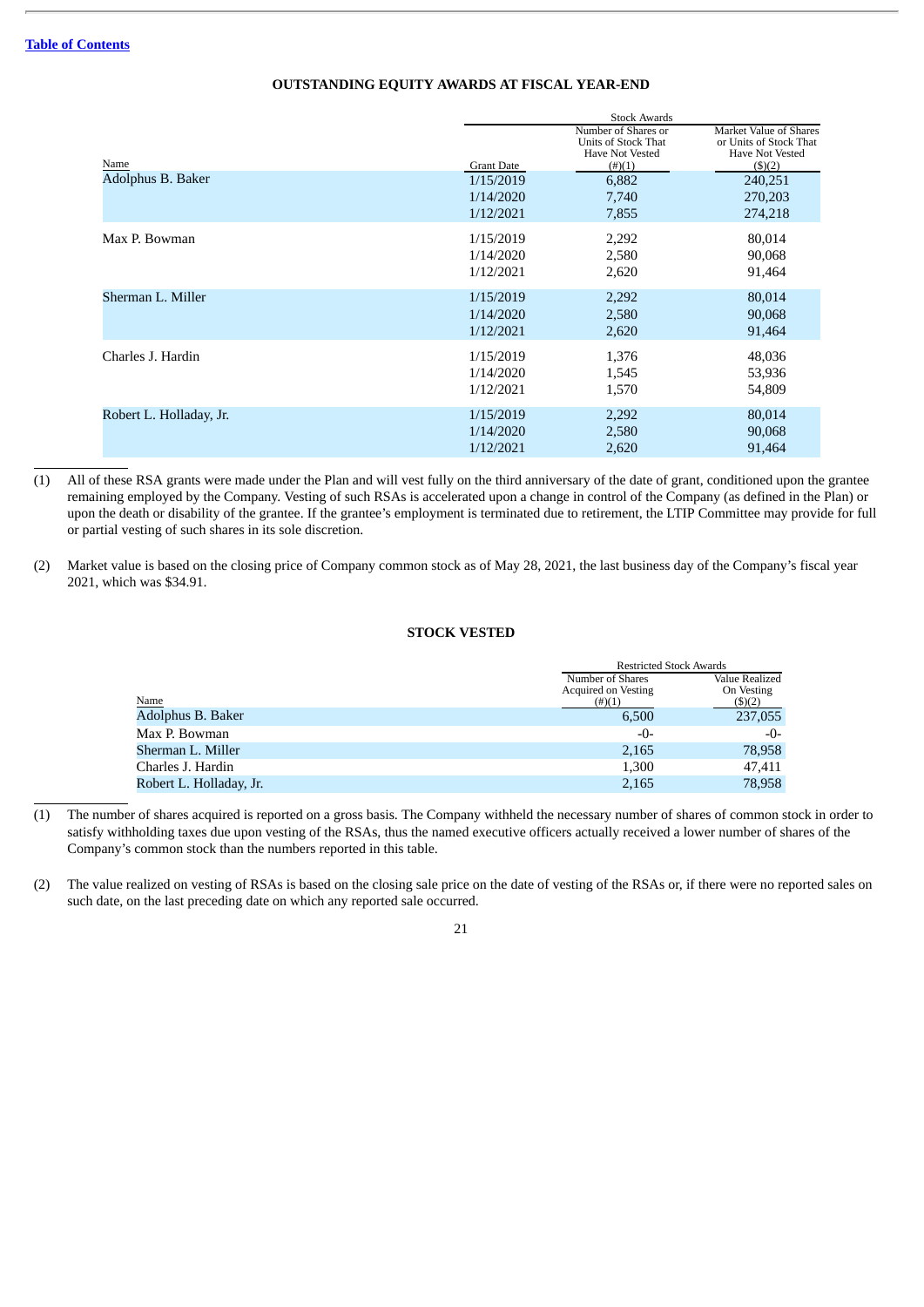[Table of Contents]

## OUTSTANDING EQUITY AWARDS AT FISCAL YEAR-END

| | | Stock Awards | |
|---|---|---|---|
| Name | Grant Date | Number of Shares or Units of Stock That Have Not Vested (#)(1) | Market Value of Shares or Units of Stock That Have Not Vested ($)(2) |
| Adolphus B. Baker | 1/15/2019 | 6,882 | 240,251 |
| | 1/14/2020 | 7,740 | 270,203 |
| | 1/12/2021 | 7,855 | 274,218 |
| Max P. Bowman | 1/15/2019 | 2,292 | 80,014 |
| | 1/14/2020 | 2,580 | 90,068 |
| | 1/12/2021 | 2,620 | 91,464 |
| Sherman L. Miller | 1/15/2019 | 2,292 | 80,014 |
| | 1/14/2020 | 2,580 | 90,068 |
| | 1/12/2021 | 2,620 | 91,464 |
| Charles J. Hardin | 1/15/2019 | 1,376 | 48,036 |
| | 1/14/2020 | 1,545 | 53,936 |
| | 1/12/2021 | 1,570 | 54,809 |
| Robert L. Holladay, Jr. | 1/15/2019 | 2,292 | 80,014 |
| | 1/14/2020 | 2,580 | 90,068 |
| | 1/12/2021 | 2,620 | 91,464 |

(1) All of these RSA grants were made under the Plan and will vest fully on the third anniversary of the date of grant, conditioned upon the grantee remaining employed by the Company. Vesting of such RSAs is accelerated upon a change in control of the Company (as defined in the Plan) or upon the death or disability of the grantee. If the grantee's employment is terminated due to retirement, the LTIP Committee may provide for full or partial vesting of such shares in its sole discretion.

(2) Market value is based on the closing price of Company common stock as of May 28, 2021, the last business day of the Company's fiscal year 2021, which was $34.91.

## STOCK VESTED

| | Restricted Stock Awards | |
|---|---|---|
| Name | Number of Shares Acquired on Vesting (#)(1) | Value Realized On Vesting ($)(2) |
| Adolphus B. Baker | 6,500 | 237,055 |
| Max P. Bowman | -0- | -0- |
| Sherman L. Miller | 2,165 | 78,958 |
| Charles J. Hardin | 1,300 | 47,411 |
| Robert L. Holladay, Jr. | 2,165 | 78,958 |

(1) The number of shares acquired is reported on a gross basis. The Company withheld the necessary number of shares of common stock in order to satisfy withholding taxes due upon vesting of the RSAs, thus the named executive officers actually received a lower number of shares of the Company's common stock than the numbers reported in this table.

(2) The value realized on vesting of RSAs is based on the closing sale price on the date of vesting of the RSAs or, if there were no reported sales on such date, on the last preceding date on which any reported sale occurred.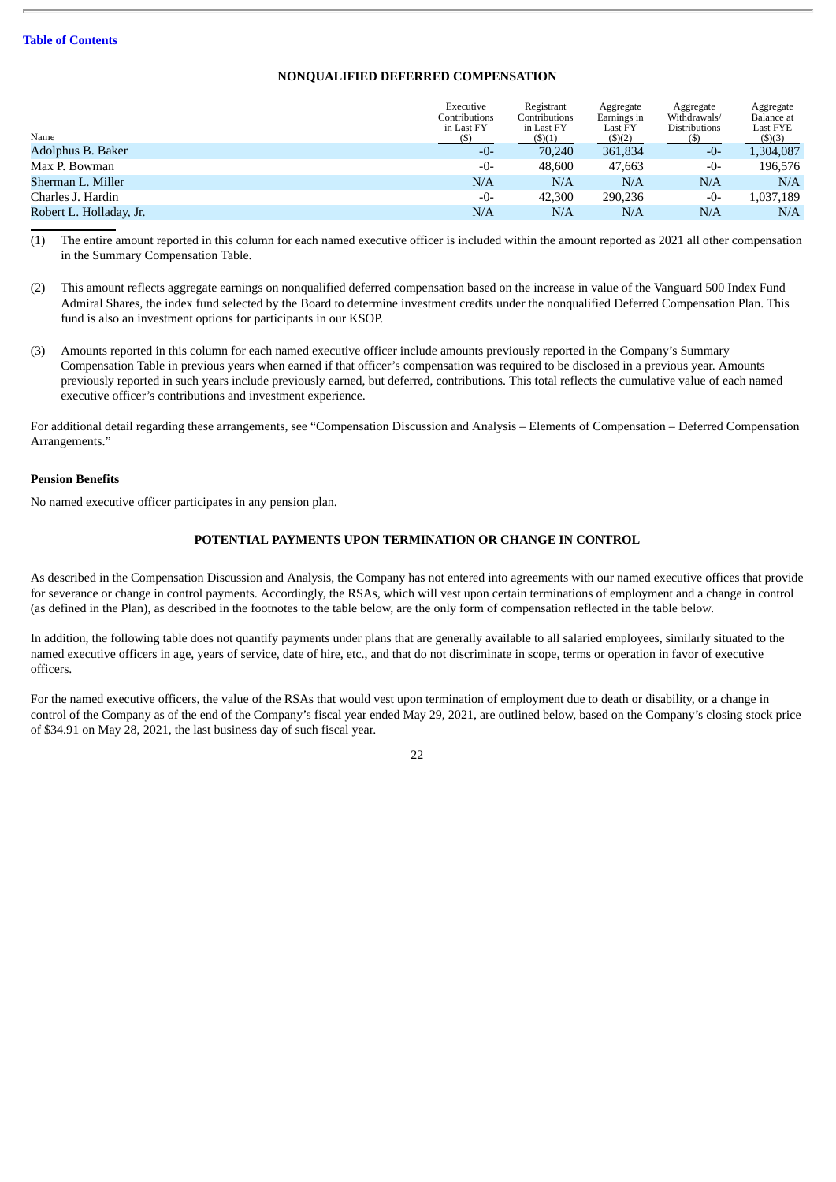Table of Contents

## NONQUALIFIED DEFERRED COMPENSATION

| Name | Executive Contributions in Last FY ($) | Registrant Contributions in Last FY ($)(1) | Aggregate Earnings in Last FY ($)(2) | Aggregate Withdrawals/ Distributions ($) | Aggregate Balance at Last FYE ($)(3) |
|---|---|---|---|---|---|
| Adolphus B. Baker | -0- | 70,240 | 361,834 | -0- | 1,304,087 |
| Max P. Bowman | -0- | 48,600 | 47,663 | -0- | 196,576 |
| Sherman L. Miller | N/A | N/A | N/A | N/A | N/A |
| Charles J. Hardin | -0- | 42,300 | 290,236 | -0- | 1,037,189 |
| Robert L. Holladay, Jr. | N/A | N/A | N/A | N/A | N/A |

(1) The entire amount reported in this column for each named executive officer is included within the amount reported as 2021 all other compensation in the Summary Compensation Table.

(2) This amount reflects aggregate earnings on nonqualified deferred compensation based on the increase in value of the Vanguard 500 Index Fund Admiral Shares, the index fund selected by the Board to determine investment credits under the nonqualified Deferred Compensation Plan. This fund is also an investment options for participants in our KSOP.

(3) Amounts reported in this column for each named executive officer include amounts previously reported in the Company's Summary Compensation Table in previous years when earned if that officer's compensation was required to be disclosed in a previous year. Amounts previously reported in such years include previously earned, but deferred, contributions. This total reflects the cumulative value of each named executive officer's contributions and investment experience.

For additional detail regarding these arrangements, see "Compensation Discussion and Analysis – Elements of Compensation – Deferred Compensation Arrangements."

### Pension Benefits

No named executive officer participates in any pension plan.

## POTENTIAL PAYMENTS UPON TERMINATION OR CHANGE IN CONTROL

As described in the Compensation Discussion and Analysis, the Company has not entered into agreements with our named executive offices that provide for severance or change in control payments. Accordingly, the RSAs, which will vest upon certain terminations of employment and a change in control (as defined in the Plan), as described in the footnotes to the table below, are the only form of compensation reflected in the table below.

In addition, the following table does not quantify payments under plans that are generally available to all salaried employees, similarly situated to the named executive officers in age, years of service, date of hire, etc., and that do not discriminate in scope, terms or operation in favor of executive officers.

For the named executive officers, the value of the RSAs that would vest upon termination of employment due to death or disability, or a change in control of the Company as of the end of the Company's fiscal year ended May 29, 2021, are outlined below, based on the Company's closing stock price of $34.91 on May 28, 2021, the last business day of such fiscal year.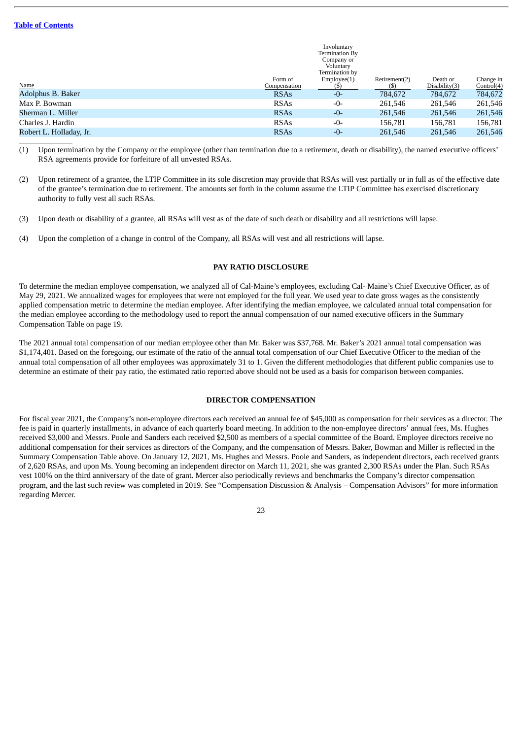| Name | Form of Compensation | Involuntary Termination By Company or Voluntary Termination by Employee(1) ($) | Retirement(2) ($) | Death or Disability(3) | Change in Control(4) |
|---|---|---|---|---|---|
| Adolphus B. Baker | RSAs | -0- | 784,672 | 784,672 | 784,672 |
| Max P. Bowman | RSAs | -0- | 261,546 | 261,546 | 261,546 |
| Sherman L. Miller | RSAs | -0- | 261,546 | 261,546 | 261,546 |
| Charles J. Hardin | RSAs | -0- | 156,781 | 156,781 | 156,781 |
| Robert L. Holladay, Jr. | RSAs | -0- | 261,546 | 261,546 | 261,546 |

(1) Upon termination by the Company or the employee (other than termination due to a retirement, death or disability), the named executive officers' RSA agreements provide for forfeiture of all unvested RSAs.

(2) Upon retirement of a grantee, the LTIP Committee in its sole discretion may provide that RSAs will vest partially or in full as of the effective date of the grantee's termination due to retirement. The amounts set forth in the column assume the LTIP Committee has exercised discretionary authority to fully vest all such RSAs.

(3) Upon death or disability of a grantee, all RSAs will vest as of the date of such death or disability and all restrictions will lapse.

(4) Upon the completion of a change in control of the Company, all RSAs will vest and all restrictions will lapse.

## PAY RATIO DISCLOSURE

To determine the median employee compensation, we analyzed all of Cal-Maine's employees, excluding Cal- Maine's Chief Executive Officer, as of May 29, 2021. We annualized wages for employees that were not employed for the full year. We used year to date gross wages as the consistently applied compensation metric to determine the median employee. After identifying the median employee, we calculated annual total compensation for the median employee according to the methodology used to report the annual compensation of our named executive officers in the Summary Compensation Table on page 19.

The 2021 annual total compensation of our median employee other than Mr. Baker was $37,768. Mr. Baker's 2021 annual total compensation was $1,174,401. Based on the foregoing, our estimate of the ratio of the annual total compensation of our Chief Executive Officer to the median of the annual total compensation of all other employees was approximately 31 to 1. Given the different methodologies that different public companies use to determine an estimate of their pay ratio, the estimated ratio reported above should not be used as a basis for comparison between companies.

## DIRECTOR COMPENSATION

For fiscal year 2021, the Company's non-employee directors each received an annual fee of $45,000 as compensation for their services as a director. The fee is paid in quarterly installments, in advance of each quarterly board meeting. In addition to the non-employee directors' annual fees, Ms. Hughes received $3,000 and Messrs. Poole and Sanders each received $2,500 as members of a special committee of the Board. Employee directors receive no additional compensation for their services as directors of the Company, and the compensation of Messrs. Baker, Bowman and Miller is reflected in the Summary Compensation Table above. On January 12, 2021, Ms. Hughes and Messrs. Poole and Sanders, as independent directors, each received grants of 2,620 RSAs, and upon Ms. Young becoming an independent director on March 11, 2021, she was granted 2,300 RSAs under the Plan. Such RSAs vest 100% on the third anniversary of the date of grant. Mercer also periodically reviews and benchmarks the Company's director compensation program, and the last such review was completed in 2019. See "Compensation Discussion & Analysis – Compensation Advisors" for more information regarding Mercer.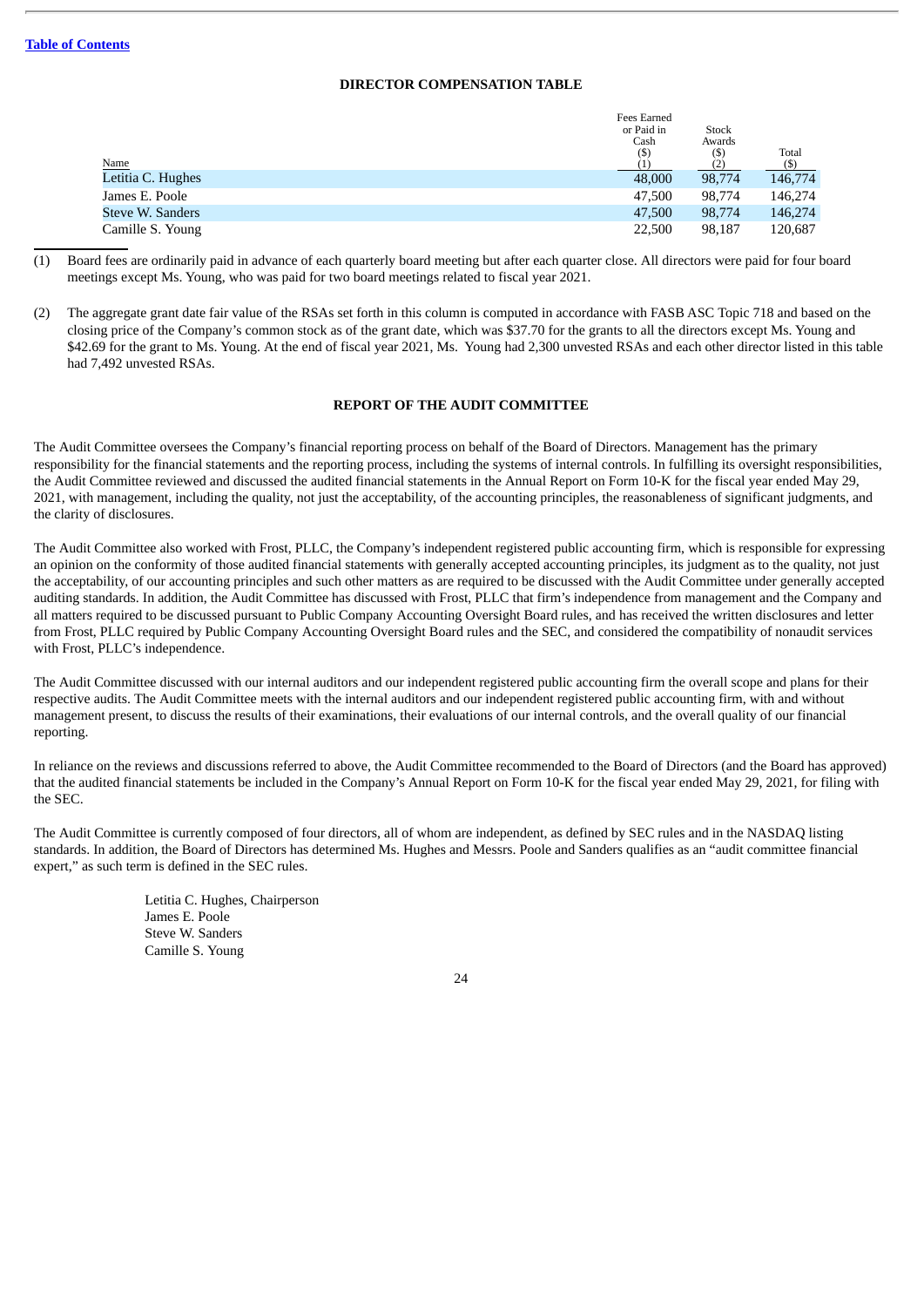### DIRECTOR COMPENSATION TABLE

| Name | Fees Earned or Paid in Cash ($) (1) | Stock Awards ($) (2) | Total ($) |
|---|---|---|---|
| Letitia C. Hughes | 48,000 | 98,774 | 146,774 |
| James E. Poole | 47,500 | 98,774 | 146,274 |
| Steve W. Sanders | 47,500 | 98,774 | 146,274 |
| Camille S. Young | 22,500 | 98,187 | 120,687 |

(1) Board fees are ordinarily paid in advance of each quarterly board meeting but after each quarter close. All directors were paid for four board meetings except Ms. Young, who was paid for two board meetings related to fiscal year 2021.

(2) The aggregate grant date fair value of the RSAs set forth in this column is computed in accordance with FASB ASC Topic 718 and based on the closing price of the Company's common stock as of the grant date, which was $37.70 for the grants to all the directors except Ms. Young and $42.69 for the grant to Ms. Young. At the end of fiscal year 2021, Ms. Young had 2,300 unvested RSAs and each other director listed in this table had 7,492 unvested RSAs.

### REPORT OF THE AUDIT COMMITTEE

The Audit Committee oversees the Company's financial reporting process on behalf of the Board of Directors. Management has the primary responsibility for the financial statements and the reporting process, including the systems of internal controls. In fulfilling its oversight responsibilities, the Audit Committee reviewed and discussed the audited financial statements in the Annual Report on Form 10-K for the fiscal year ended May 29, 2021, with management, including the quality, not just the acceptability, of the accounting principles, the reasonableness of significant judgments, and the clarity of disclosures.

The Audit Committee also worked with Frost, PLLC, the Company's independent registered public accounting firm, which is responsible for expressing an opinion on the conformity of those audited financial statements with generally accepted accounting principles, its judgment as to the quality, not just the acceptability, of our accounting principles and such other matters as are required to be discussed with the Audit Committee under generally accepted auditing standards. In addition, the Audit Committee has discussed with Frost, PLLC that firm's independence from management and the Company and all matters required to be discussed pursuant to Public Company Accounting Oversight Board rules, and has received the written disclosures and letter from Frost, PLLC required by Public Company Accounting Oversight Board rules and the SEC, and considered the compatibility of nonaudit services with Frost, PLLC's independence.

The Audit Committee discussed with our internal auditors and our independent registered public accounting firm the overall scope and plans for their respective audits. The Audit Committee meets with the internal auditors and our independent registered public accounting firm, with and without management present, to discuss the results of their examinations, their evaluations of our internal controls, and the overall quality of our financial reporting.

In reliance on the reviews and discussions referred to above, the Audit Committee recommended to the Board of Directors (and the Board has approved) that the audited financial statements be included in the Company's Annual Report on Form 10-K for the fiscal year ended May 29, 2021, for filing with the SEC.

The Audit Committee is currently composed of four directors, all of whom are independent, as defined by SEC rules and in the NASDAQ listing standards. In addition, the Board of Directors has determined Ms. Hughes and Messrs. Poole and Sanders qualifies as an "audit committee financial expert," as such term is defined in the SEC rules.

Letitia C. Hughes, Chairperson
James E. Poole
Steve W. Sanders
Camille S. Young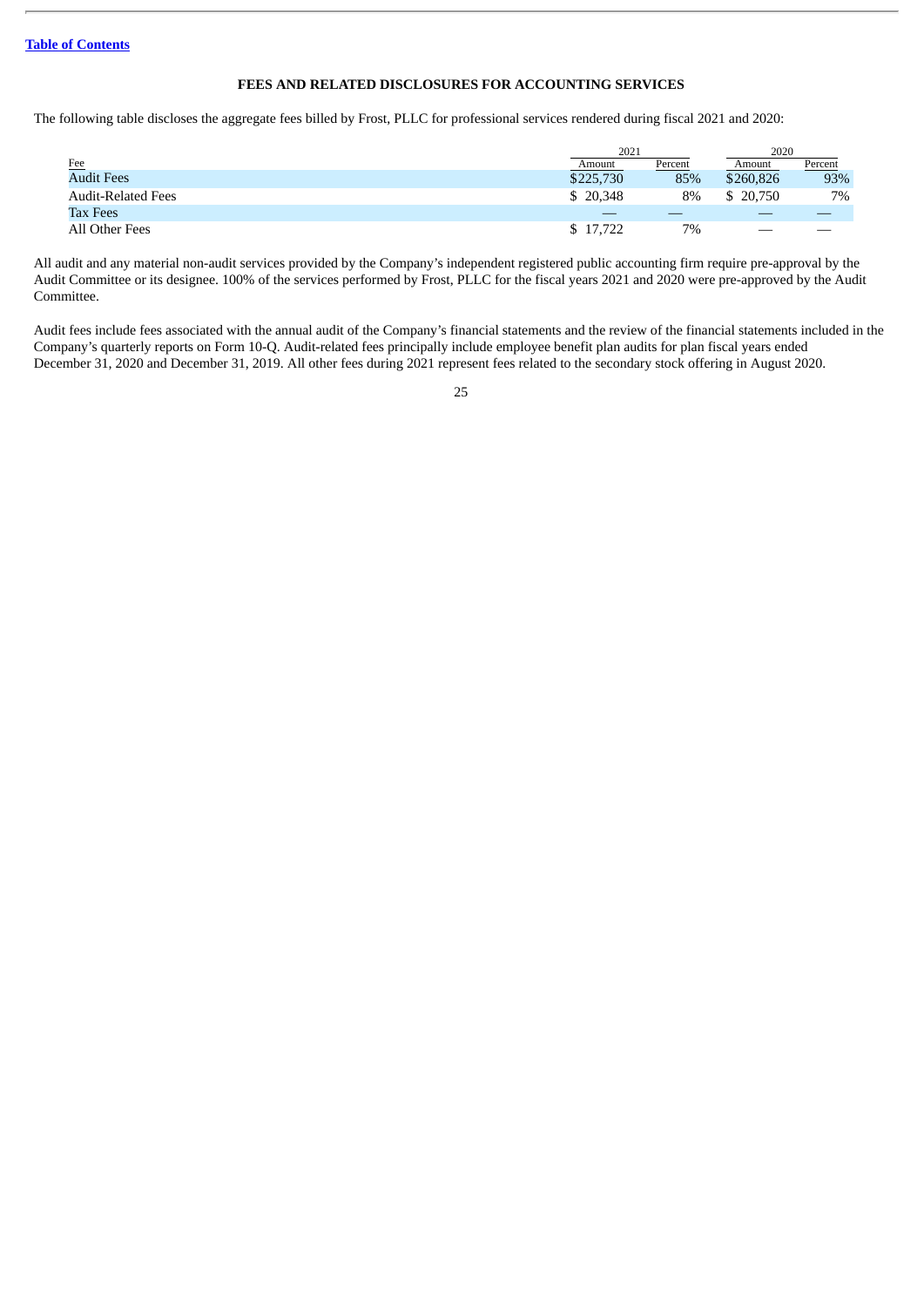[Table of Contents](#)

## FEES AND RELATED DISCLOSURES FOR ACCOUNTING SERVICES

The following table discloses the aggregate fees billed by Frost, PLLC for professional services rendered during fiscal 2021 and 2020:

| Fee | 2021 | | 2020 | |
|---|---|---|---|---|
| | Amount | Percent | Amount | Percent |
| Audit Fees | $225,730 | 85% | $260,826 | 93% |
| Audit-Related Fees | $ 20,348 | 8% | $ 20,750 | 7% |
| Tax Fees | — | — | — | — |
| All Other Fees | $ 17,722 | 7% | — | — |

All audit and any material non-audit services provided by the Company's independent registered public accounting firm require pre-approval by the Audit Committee or its designee. 100% of the services performed by Frost, PLLC for the fiscal years 2021 and 2020 were pre-approved by the Audit Committee.

Audit fees include fees associated with the annual audit of the Company's financial statements and the review of the financial statements included in the Company's quarterly reports on Form 10-Q. Audit-related fees principally include employee benefit plan audits for plan fiscal years ended December 31, 2020 and December 31, 2019. All other fees during 2021 represent fees related to the secondary stock offering in August 2020.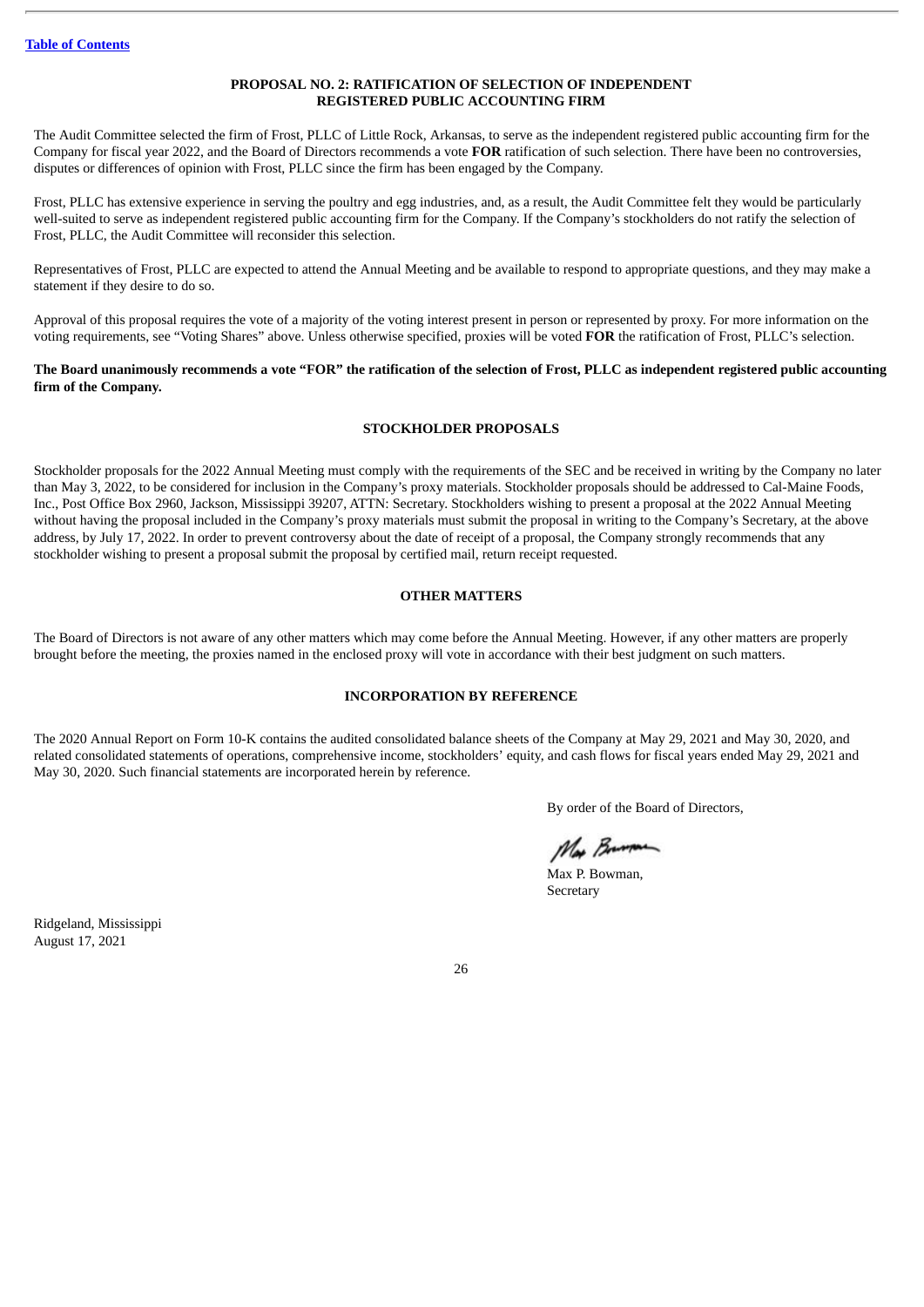[Table of Contents](#)

## PROPOSAL NO. 2: RATIFICATION OF SELECTION OF INDEPENDENT REGISTERED PUBLIC ACCOUNTING FIRM

The Audit Committee selected the firm of Frost, PLLC of Little Rock, Arkansas, to serve as the independent registered public accounting firm for the Company for fiscal year 2022, and the Board of Directors recommends a vote **FOR** ratification of such selection. There have been no controversies, disputes or differences of opinion with Frost, PLLC since the firm has been engaged by the Company.

Frost, PLLC has extensive experience in serving the poultry and egg industries, and, as a result, the Audit Committee felt they would be particularly well-suited to serve as independent registered public accounting firm for the Company. If the Company's stockholders do not ratify the selection of Frost, PLLC, the Audit Committee will reconsider this selection.

Representatives of Frost, PLLC are expected to attend the Annual Meeting and be available to respond to appropriate questions, and they may make a statement if they desire to do so.

Approval of this proposal requires the vote of a majority of the voting interest present in person or represented by proxy. For more information on the voting requirements, see "Voting Shares" above. Unless otherwise specified, proxies will be voted **FOR** the ratification of Frost, PLLC's selection.

**The Board unanimously recommends a vote "FOR" the ratification of the selection of Frost, PLLC as independent registered public accounting firm of the Company.**

## STOCKHOLDER PROPOSALS

Stockholder proposals for the 2022 Annual Meeting must comply with the requirements of the SEC and be received in writing by the Company no later than May 3, 2022, to be considered for inclusion in the Company's proxy materials. Stockholder proposals should be addressed to Cal-Maine Foods, Inc., Post Office Box 2960, Jackson, Mississippi 39207, ATTN: Secretary. Stockholders wishing to present a proposal at the 2022 Annual Meeting without having the proposal included in the Company's proxy materials must submit the proposal in writing to the Company's Secretary, at the above address, by July 17, 2022. In order to prevent controversy about the date of receipt of a proposal, the Company strongly recommends that any stockholder wishing to present a proposal submit the proposal by certified mail, return receipt requested.

## OTHER MATTERS

The Board of Directors is not aware of any other matters which may come before the Annual Meeting. However, if any other matters are properly brought before the meeting, the proxies named in the enclosed proxy will vote in accordance with their best judgment on such matters.

## INCORPORATION BY REFERENCE

The 2020 Annual Report on Form 10-K contains the audited consolidated balance sheets of the Company at May 29, 2021 and May 30, 2020, and related consolidated statements of operations, comprehensive income, stockholders' equity, and cash flows for fiscal years ended May 29, 2021 and May 30, 2020. Such financial statements are incorporated herein by reference.

By order of the Board of Directors,

Max P. Bowman,
Secretary

Ridgeland, Mississippi
August 17, 2021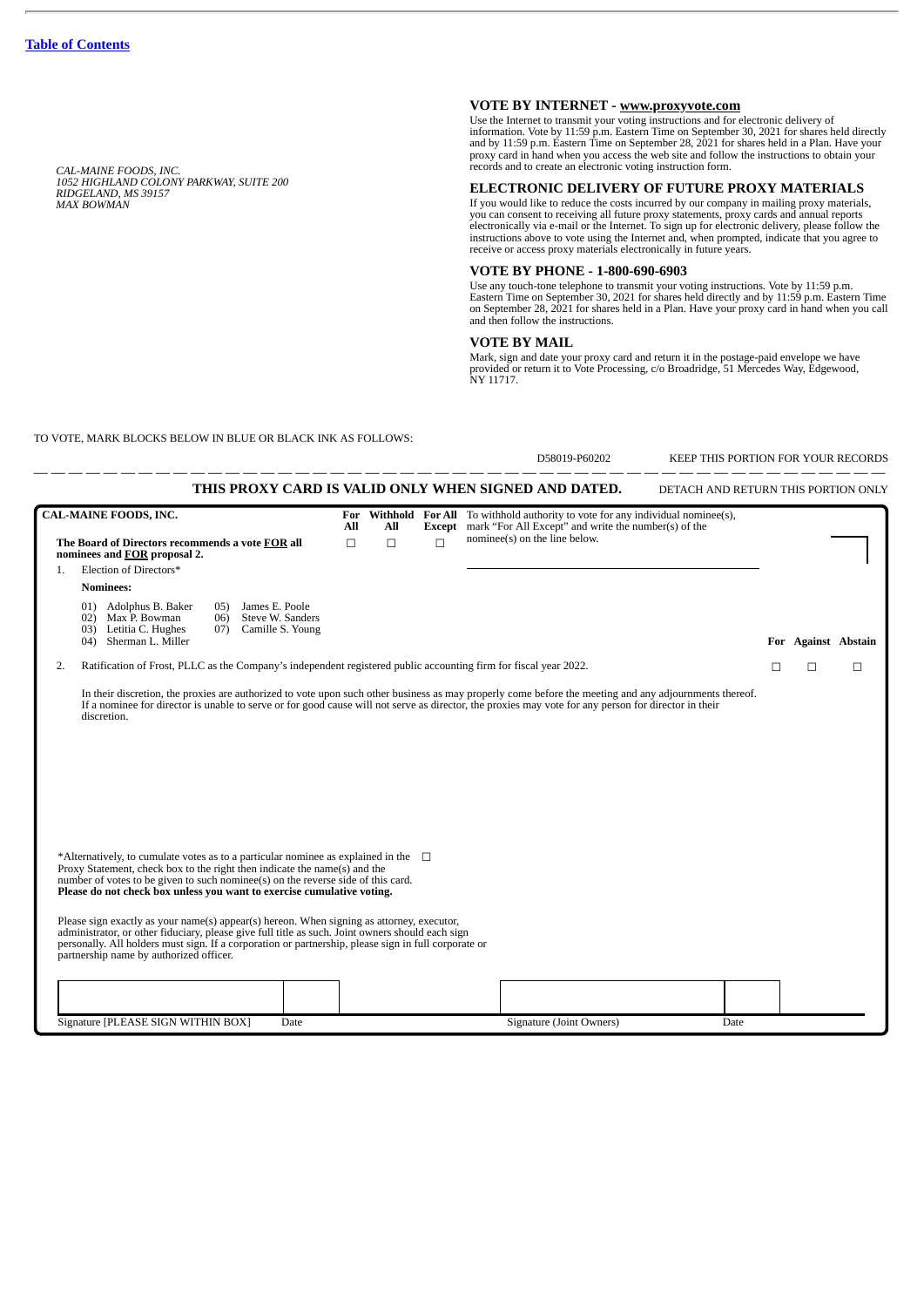[Table of Contents](#)

*CAL-MAINE FOODS, INC.*
*1052 HIGHLAND COLONY PARKWAY, SUITE 200*
*RIDGELAND, MS 39157*
*MAX BOWMAN*

### VOTE BY INTERNET - www.proxyvote.com

Use the Internet to transmit your voting instructions and for electronic delivery of information. Vote by 11:59 p.m. Eastern Time on September 30, 2021 for shares held directly and by 11:59 p.m. Eastern Time on September 28, 2021 for shares held in a Plan. Have your proxy card in hand when you access the web site and follow the instructions to obtain your records and to create an electronic voting instruction form.

### ELECTRONIC DELIVERY OF FUTURE PROXY MATERIALS

If you would like to reduce the costs incurred by our company in mailing proxy materials, you can consent to receiving all future proxy statements, proxy cards and annual reports electronically via e-mail or the Internet. To sign up for electronic delivery, please follow the instructions above to vote using the Internet and, when prompted, indicate that you agree to receive or access proxy materials electronically in future years.

### VOTE BY PHONE - 1-800-690-6903

Use any touch-tone telephone to transmit your voting instructions. Vote by 11:59 p.m. Eastern Time on September 30, 2021 for shares held directly and by 11:59 p.m. Eastern Time on September 28, 2021 for shares held in a Plan. Have your proxy card in hand when you call and then follow the instructions.

### VOTE BY MAIL

Mark, sign and date your proxy card and return it in the postage-paid envelope we have provided or return it to Vote Processing, c/o Broadridge, 51 Mercedes Way, Edgewood, NY 11717.

TO VOTE, MARK BLOCKS BELOW IN BLUE OR BLACK INK AS FOLLOWS:

D58019-P60202 KEEP THIS PORTION FOR YOUR RECORDS

---

**THIS PROXY CARD IS VALID ONLY WHEN SIGNED AND DATED.** DETACH AND RETURN THIS PORTION ONLY

**CAL-MAINE FOODS, INC.**

**The Board of Directors recommends a vote FOR all nominees and FOR proposal 2.**

| | For All | Withhold All | For All Except |
|---|---|---|---|
| 1. Election of Directors* | ☐ | ☐ | ☐ |

To withhold authority to vote for any individual nominee(s), mark "For All Except" and write the number(s) of the nominee(s) on the line below.

______________________________

**Nominees:**

01) Adolphus B. Baker
02) Max P. Bowman
03) Letitia C. Hughes
04) Sherman L. Miller
05) James E. Poole
06) Steve W. Sanders
07) Camille S. Young

| | For | Against | Abstain |
|---|---|---|---|
| 2. Ratification of Frost, PLLC as the Company's independent registered public accounting firm for fiscal year 2022. | ☐ | ☐ | ☐ |

In their discretion, the proxies are authorized to vote upon such other business as may properly come before the meeting and any adjournments thereof. If a nominee for director is unable to serve or for good cause will not serve as director, the proxies may vote for any person for director in their discretion.

*Alternatively, to cumulate votes as to a particular nominee as explained in the Proxy Statement, check box to the right then indicate the name(s) and the number of votes to be given to such nominee(s) on the reverse side of this card. **Please do not check box unless you want to exercise cumulative voting.** ☐

Please sign exactly as your name(s) appear(s) hereon. When signing as attorney, executor, administrator, or other fiduciary, please give full title as such. Joint owners should each sign personally. All holders must sign. If a corporation or partnership, please sign in full corporate or partnership name by authorized officer.

| Signature [PLEASE SIGN WITHIN BOX] | Date | Signature (Joint Owners) | Date |
|---|---|---|---|
| | | | |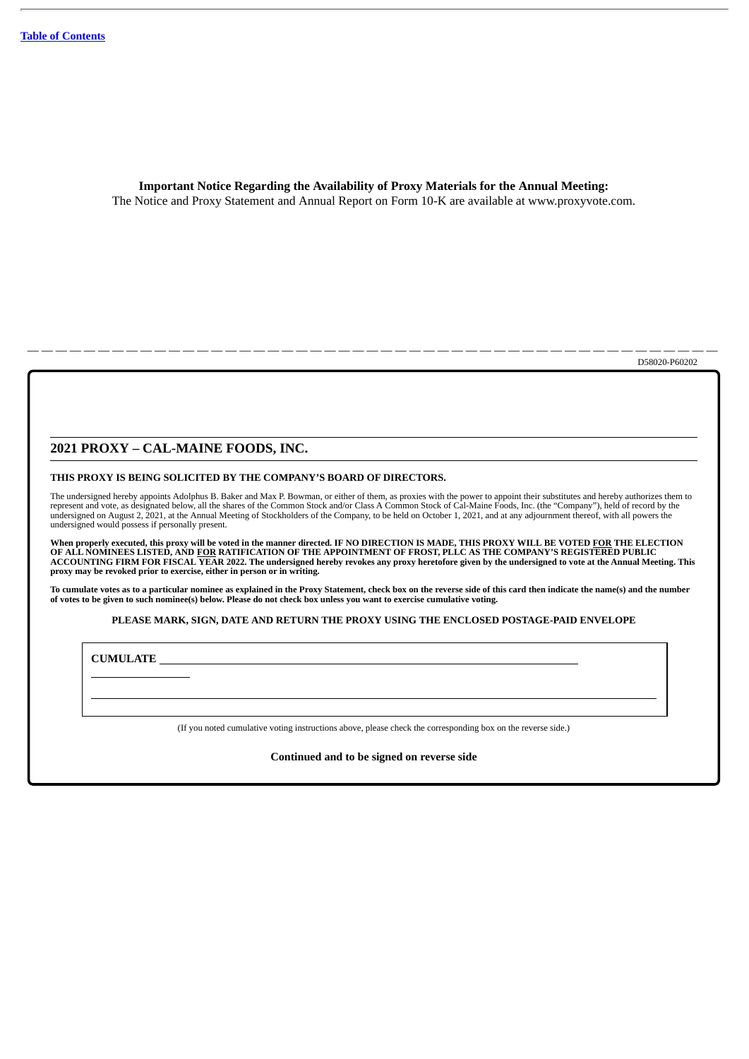**Important Notice Regarding the Availability of Proxy Materials for the Annual Meeting:**
The Notice and Proxy Statement and Annual Report on Form 10-K are available at www.proxyvote.com.

D58020-P60202

## 2021 PROXY – CAL-MAINE FOODS, INC.

**THIS PROXY IS BEING SOLICITED BY THE COMPANY'S BOARD OF DIRECTORS.**

The undersigned hereby appoints Adolphus B. Baker and Max P. Bowman, or either of them, as proxies with the power to appoint their substitutes and hereby authorizes them to represent and vote, as designated below, all the shares of the Common Stock and/or Class A Common Stock of Cal-Maine Foods, Inc. (the "Company"), held of record by the undersigned on August 2, 2021, at the Annual Meeting of Stockholders of the Company, to be held on October 1, 2021, and at any adjournment thereof, with all powers the undersigned would possess if personally present.

**When properly executed, this proxy will be voted in the manner directed. IF NO DIRECTION IS MADE, THIS PROXY WILL BE VOTED FOR THE ELECTION OF ALL NOMINEES LISTED, AND FOR RATIFICATION OF THE APPOINTMENT OF FROST, PLLC AS THE COMPANY'S REGISTERED PUBLIC ACCOUNTING FIRM FOR FISCAL YEAR 2022. The undersigned hereby revokes any proxy heretofore given by the undersigned to vote at the Annual Meeting. This proxy may be revoked prior to exercise, either in person or in writing.**

**To cumulate votes as to a particular nominee as explained in the Proxy Statement, check box on the reverse side of this card then indicate the name(s) and the number of votes to be given to such nominee(s) below. Please do not check box unless you want to exercise cumulative voting.**

**PLEASE MARK, SIGN, DATE AND RETURN THE PROXY USING THE ENCLOSED POSTAGE-PAID ENVELOPE**

**CUMULATE** \_\_\_\_\_\_\_\_\_\_\_\_\_\_\_\_\_\_\_\_\_\_\_\_\_\_\_\_\_\_\_\_\_\_\_\_\_\_\_\_\_\_\_\_\_\_\_\_\_\_\_\_

(If you noted cumulative voting instructions above, please check the corresponding box on the reverse side.)

**Continued and to be signed on reverse side**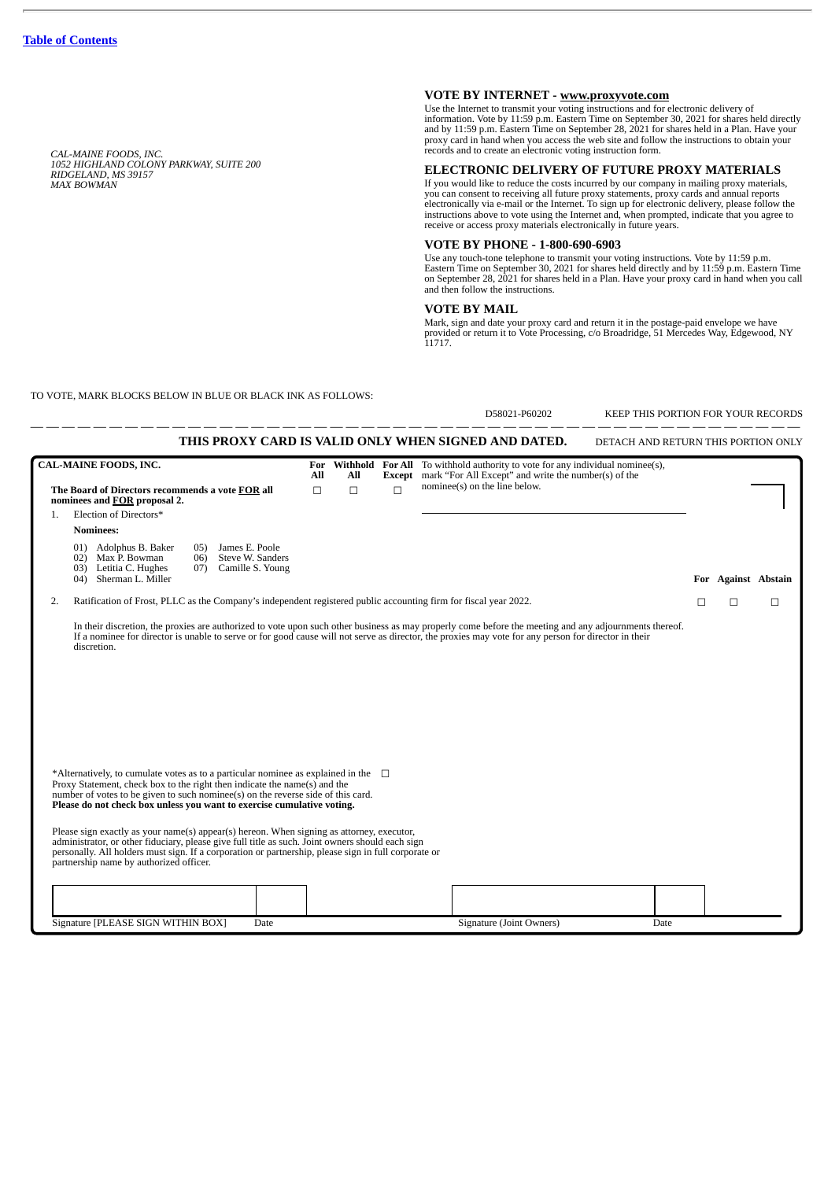*CAL-MAINE FOODS, INC.*
*1052 HIGHLAND COLONY PARKWAY, SUITE 200*
*RIDGELAND, MS 39157*
*MAX BOWMAN*

### VOTE BY INTERNET - www.proxyvote.com

Use the Internet to transmit your voting instructions and for electronic delivery of information. Vote by 11:59 p.m. Eastern Time on September 30, 2021 for shares held directly and by 11:59 p.m. Eastern Time on September 28, 2021 for shares held in a Plan. Have your proxy card in hand when you access the web site and follow the instructions to obtain your records and to create an electronic voting instruction form.

### ELECTRONIC DELIVERY OF FUTURE PROXY MATERIALS

If you would like to reduce the costs incurred by our company in mailing proxy materials, you can consent to receiving all future proxy statements, proxy cards and annual reports electronically via e-mail or the Internet. To sign up for electronic delivery, please follow the instructions above to vote using the Internet and, when prompted, indicate that you agree to receive or access proxy materials electronically in future years.

### VOTE BY PHONE - 1-800-690-6903

Use any touch-tone telephone to transmit your voting instructions. Vote by 11:59 p.m. Eastern Time on September 30, 2021 for shares held directly and by 11:59 p.m. Eastern Time on September 28, 2021 for shares held in a Plan. Have your proxy card in hand when you call and then follow the instructions.

### VOTE BY MAIL

Mark, sign and date your proxy card and return it in the postage-paid envelope we have provided or return it to Vote Processing, c/o Broadridge, 51 Mercedes Way, Edgewood, NY 11717.

TO VOTE, MARK BLOCKS BELOW IN BLUE OR BLACK INK AS FOLLOWS:

D58021-P60202 KEEP THIS PORTION FOR YOUR RECORDS

**THIS PROXY CARD IS VALID ONLY WHEN SIGNED AND DATED.** DETACH AND RETURN THIS PORTION ONLY

**CAL-MAINE FOODS, INC.**

**The Board of Directors recommends a vote FOR all nominees and FOR proposal 2.**

| | For All | Withhold All | For All Except |
|---|---|---|---|
| 1. Election of Directors* | ☐ | ☐ | ☐ |

To withhold authority to vote for any individual nominee(s), mark "For All Except" and write the number(s) of the nominee(s) on the line below.

**Nominees:**

01) Adolphus B. Baker
02) Max P. Bowman
03) Letitia C. Hughes
04) Sherman L. Miller
05) James E. Poole
06) Steve W. Sanders
07) Camille S. Young

| | For | Against | Abstain |
|---|---|---|---|
| 2. Ratification of Frost, PLLC as the Company's independent registered public accounting firm for fiscal year 2022. | ☐ | ☐ | ☐ |

In their discretion, the proxies are authorized to vote upon such other business as may properly come before the meeting and any adjournments thereof. If a nominee for director is unable to serve or for good cause will not serve as director, the proxies may vote for any person for director in their discretion.

*Alternatively, to cumulate votes as to a particular nominee as explained in the Proxy Statement, check box to the right then indicate the name(s) and the number of votes to be given to such nominee(s) on the reverse side of this card. **Please do not check box unless you want to exercise cumulative voting.** ☐

Please sign exactly as your name(s) appear(s) hereon. When signing as attorney, executor, administrator, or other fiduciary, please give full title as such. Joint owners should each sign personally. All holders must sign. If a corporation or partnership, please sign in full corporate or partnership name by authorized officer.

| Signature [PLEASE SIGN WITHIN BOX] | Date | Signature (Joint Owners) | Date |
|---|---|---|---|
| | | | |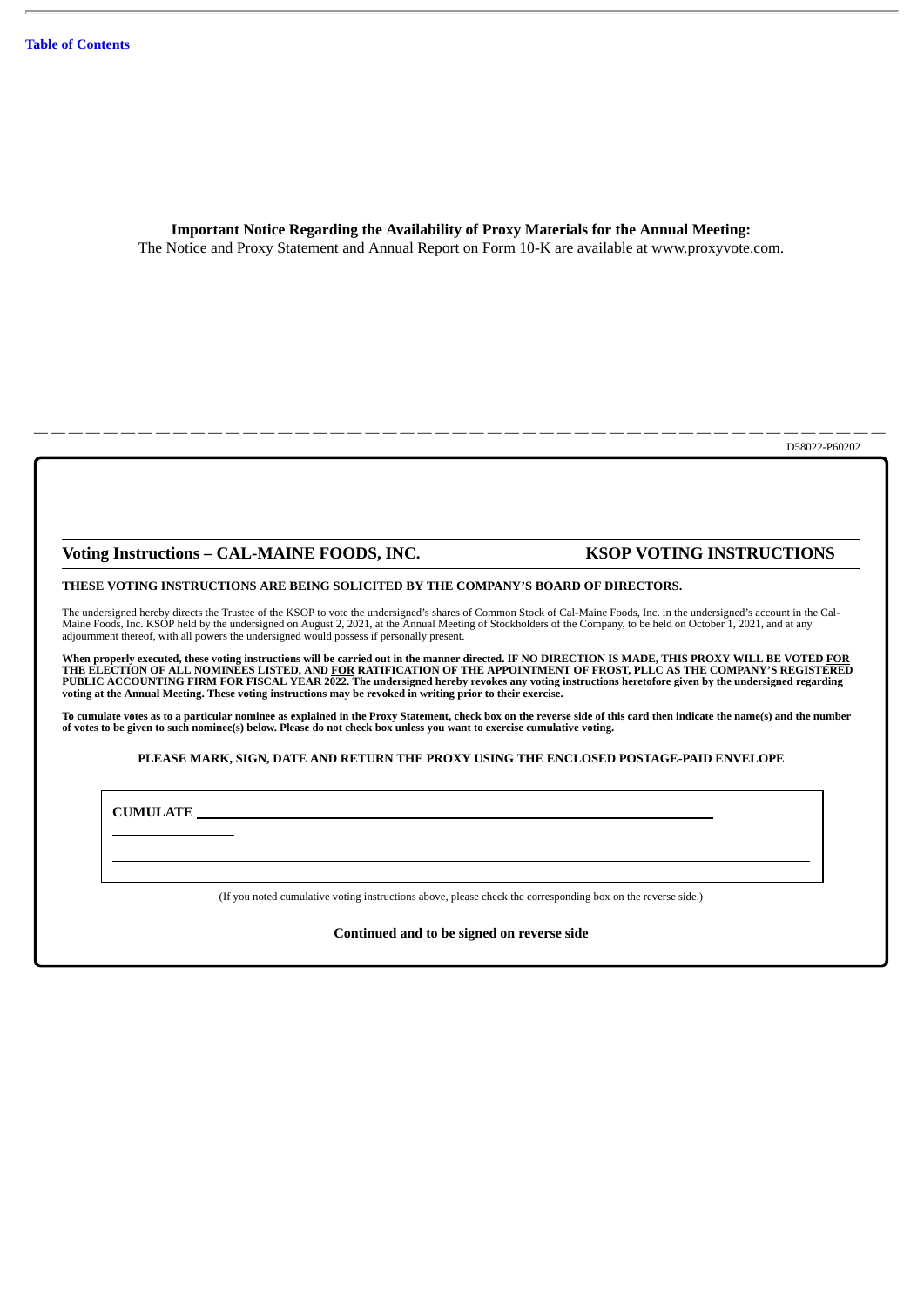[Table of Contents](#)

**Important Notice Regarding the Availability of Proxy Materials for the Annual Meeting:**
The Notice and Proxy Statement and Annual Report on Form 10-K are available at www.proxyvote.com.

D58022-P60202

## Voting Instructions – CAL-MAINE FOODS, INC. KSOP VOTING INSTRUCTIONS

**THESE VOTING INSTRUCTIONS ARE BEING SOLICITED BY THE COMPANY'S BOARD OF DIRECTORS.**

The undersigned hereby directs the Trustee of the KSOP to vote the undersigned's shares of Common Stock of Cal-Maine Foods, Inc. in the undersigned's account in the Cal-Maine Foods, Inc. KSOP held by the undersigned on August 2, 2021, at the Annual Meeting of Stockholders of the Company, to be held on October 1, 2021, and at any adjournment thereof, with all powers the undersigned would possess if personally present.

**When properly executed, these voting instructions will be carried out in the manner directed. IF NO DIRECTION IS MADE, THIS PROXY WILL BE VOTED FOR THE ELECTION OF ALL NOMINEES LISTED, AND FOR RATIFICATION OF THE APPOINTMENT OF FROST, PLLC AS THE COMPANY'S REGISTERED PUBLIC ACCOUNTING FIRM FOR FISCAL YEAR 2022. The undersigned hereby revokes any voting instructions heretofore given by the undersigned regarding voting at the Annual Meeting. These voting instructions may be revoked in writing prior to their exercise.**

**To cumulate votes as to a particular nominee as explained in the Proxy Statement, check box on the reverse side of this card then indicate the name(s) and the number of votes to be given to such nominee(s) below. Please do not check box unless you want to exercise cumulative voting.**

**PLEASE MARK, SIGN, DATE AND RETURN THE PROXY USING THE ENCLOSED POSTAGE-PAID ENVELOPE**

**CUMULATE** ______________________________

(If you noted cumulative voting instructions above, please check the corresponding box on the reverse side.)

**Continued and to be signed on reverse side**